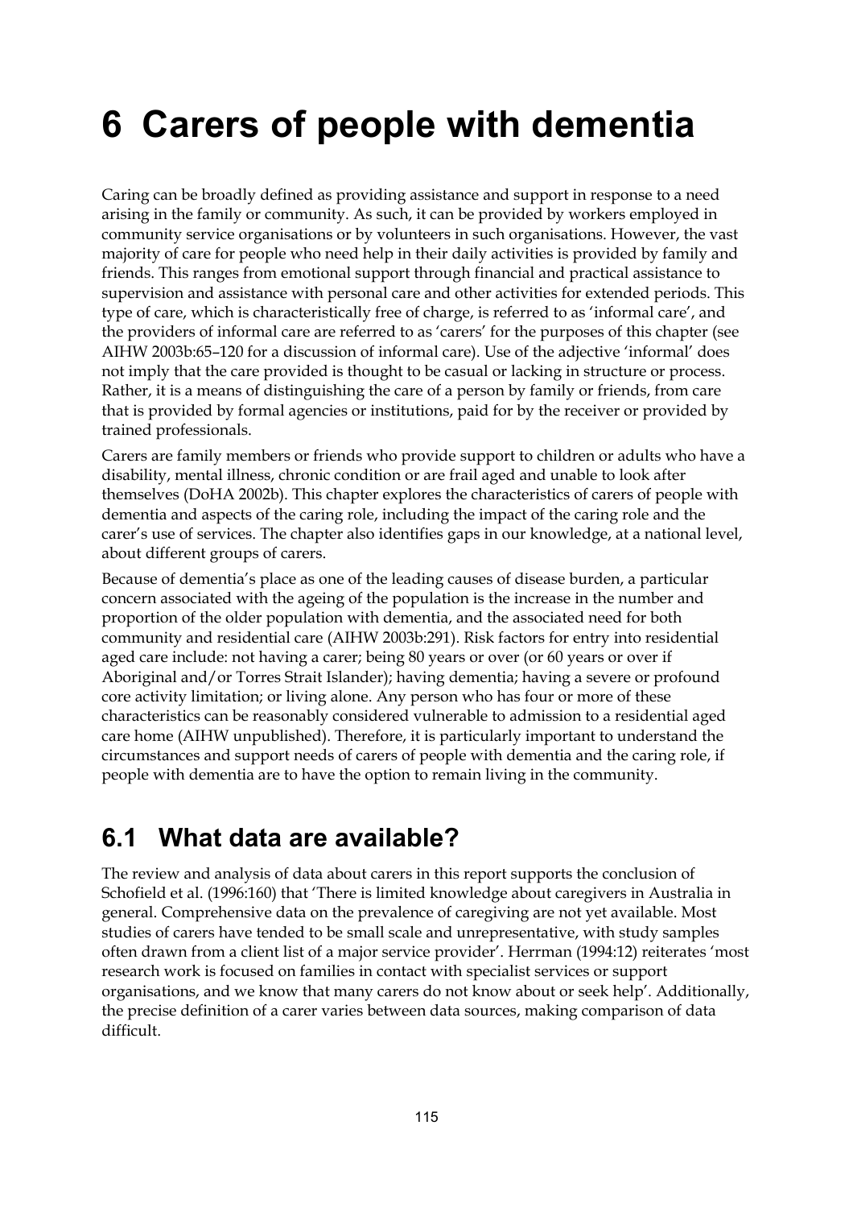# 6 Carers of people with dementia

Caring can be broadly defined as providing assistance and support in response to a need arising in the family or community. As such, it can be provided by workers employed in community service organisations or by volunteers in such organisations. However, the vast majority of care for people who need help in their daily activities is provided by family and friends. This ranges from emotional support through financial and practical assistance to supervision and assistance with personal care and other activities for extended periods. This type of care, which is characteristically free of charge, is referred to as 'informal care', and the providers of informal care are referred to as 'carers' for the purposes of this chapter (see AIHW 2003b:65–120 for a discussion of informal care). Use of the adjective 'informal' does not imply that the care provided is thought to be casual or lacking in structure or process. Rather, it is a means of distinguishing the care of a person by family or friends, from care that is provided by formal agencies or institutions, paid for by the receiver or provided by trained professionals.

Carers are family members or friends who provide support to children or adults who have a disability, mental illness, chronic condition or are frail aged and unable to look after themselves (DoHA 2002b). This chapter explores the characteristics of carers of people with dementia and aspects of the caring role, including the impact of the caring role and the carer's use of services. The chapter also identifies gaps in our knowledge, at a national level, about different groups of carers.

Because of dementia's place as one of the leading causes of disease burden, a particular concern associated with the ageing of the population is the increase in the number and proportion of the older population with dementia, and the associated need for both community and residential care (AIHW 2003b:291). Risk factors for entry into residential aged care include: not having a carer; being 80 years or over (or 60 years or over if Aboriginal and/or Torres Strait Islander); having dementia; having a severe or profound core activity limitation; or living alone. Any person who has four or more of these characteristics can be reasonably considered vulnerable to admission to a residential aged care home (AIHW unpublished). Therefore, it is particularly important to understand the circumstances and support needs of carers of people with dementia and the caring role, if people with dementia are to have the option to remain living in the community.

## 6.1 What data are available?

The review and analysis of data about carers in this report supports the conclusion of Schofield et al. (1996:160) that 'There is limited knowledge about caregivers in Australia in general. Comprehensive data on the prevalence of caregiving are not yet available. Most studies of carers have tended to be small scale and unrepresentative, with study samples often drawn from a client list of a major service provider'. Herrman (1994:12) reiterates 'most research work is focused on families in contact with specialist services or support organisations, and we know that many carers do not know about or seek help'. Additionally, the precise definition of a carer varies between data sources, making comparison of data difficult.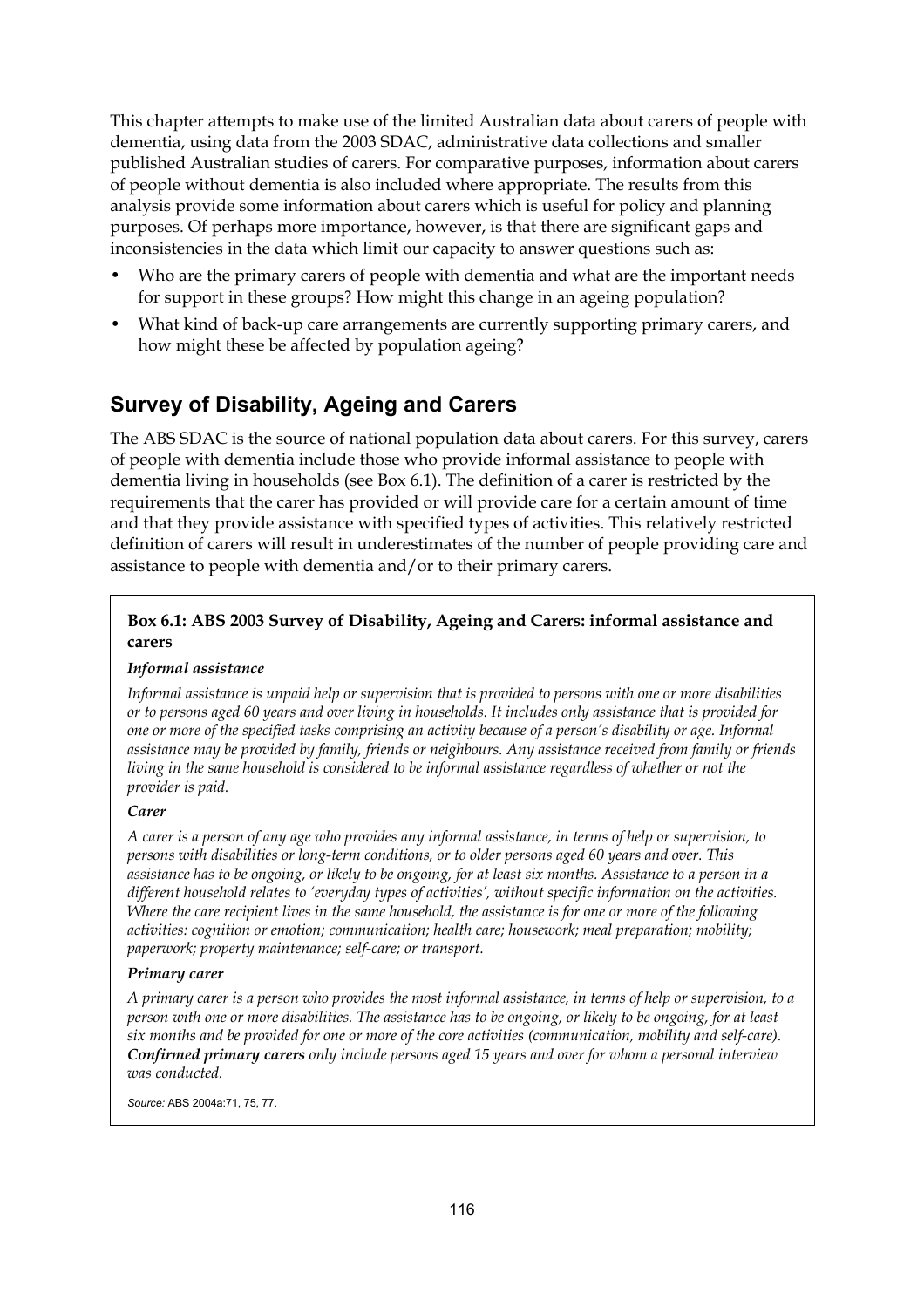This chapter attempts to make use of the limited Australian data about carers of people with dementia, using data from the 2003 SDAC, administrative data collections and smaller published Australian studies of carers. For comparative purposes, information about carers of people without dementia is also included where appropriate. The results from this analysis provide some information about carers which is useful for policy and planning purposes. Of perhaps more importance, however, is that there are significant gaps and inconsistencies in the data which limit our capacity to answer questions such as:

- Who are the primary carers of people with dementia and what are the important needs for support in these groups? How might this change in an ageing population?
- What kind of back-up care arrangements are currently supporting primary carers, and how might these be affected by population ageing?

## Survey of Disability, Ageing and Carers

The ABS SDAC is the source of national population data about carers. For this survey, carers of people with dementia include those who provide informal assistance to people with dementia living in households (see Box 6.1). The definition of a carer is restricted by the requirements that the carer has provided or will provide care for a certain amount of time and that they provide assistance with specified types of activities. This relatively restricted definition of carers will result in underestimates of the number of people providing care and assistance to people with dementia and/or to their primary carers.

**Box 6.1: ABS 2003 Survey of Disability, Ageing and Carers: informal assistance and carers**

***Informal assistance***

*Informal assistance is unpaid help or supervision that is provided to persons with one or more disabilities or to persons aged 60 years and over living in households. It includes only assistance that is provided for one or more of the specified tasks comprising an activity because of a person's disability or age. Informal assistance may be provided by family, friends or neighbours. Any assistance received from family or friends living in the same household is considered to be informal assistance regardless of whether or not the provider is paid.*

***Carer***

*A carer is a person of any age who provides any informal assistance, in terms of help or supervision, to persons with disabilities or long-term conditions, or to older persons aged 60 years and over. This assistance has to be ongoing, or likely to be ongoing, for at least six months. Assistance to a person in a different household relates to 'everyday types of activities', without specific information on the activities. Where the care recipient lives in the same household, the assistance is for one or more of the following activities: cognition or emotion; communication; health care; housework; meal preparation; mobility; paperwork; property maintenance; self-care; or transport.*

***Primary carer***

*A primary carer is a person who provides the most informal assistance, in terms of help or supervision, to a person with one or more disabilities. The assistance has to be ongoing, or likely to be ongoing, for at least six months and be provided for one or more of the core activities (communication, mobility and self-care).* ***Confirmed primary carers*** *only include persons aged 15 years and over for whom a personal interview was conducted.*

*Source:* ABS 2004a:71, 75, 77.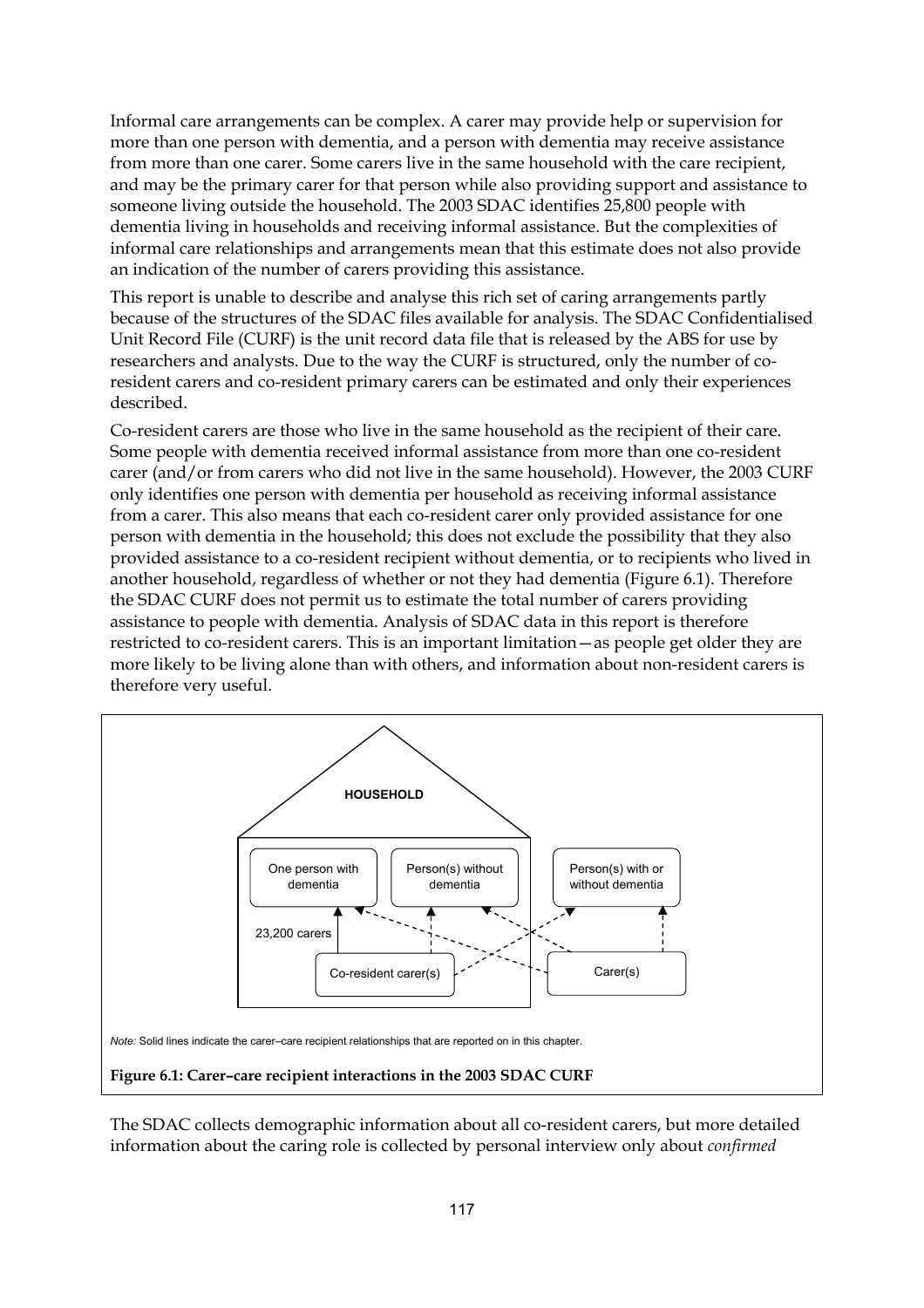Informal care arrangements can be complex. A carer may provide help or supervision for more than one person with dementia, and a person with dementia may receive assistance from more than one carer. Some carers live in the same household with the care recipient, and may be the primary carer for that person while also providing support and assistance to someone living outside the household. The 2003 SDAC identifies 25,800 people with dementia living in households and receiving informal assistance. But the complexities of informal care relationships and arrangements mean that this estimate does not also provide an indication of the number of carers providing this assistance.

This report is unable to describe and analyse this rich set of caring arrangements partly because of the structures of the SDAC files available for analysis. The SDAC Confidentialised Unit Record File (CURF) is the unit record data file that is released by the ABS for use by researchers and analysts. Due to the way the CURF is structured, only the number of co-resident carers and co-resident primary carers can be estimated and only their experiences described.

Co-resident carers are those who live in the same household as the recipient of their care. Some people with dementia received informal assistance from more than one co-resident carer (and/or from carers who did not live in the same household). However, the 2003 CURF only identifies one person with dementia per household as receiving informal assistance from a carer. This also means that each co-resident carer only provided assistance for one person with dementia in the household; this does not exclude the possibility that they also provided assistance to a co-resident recipient without dementia, or to recipients who lived in another household, regardless of whether or not they had dementia (Figure 6.1). Therefore the SDAC CURF does not permit us to estimate the total number of carers providing assistance to people with dementia. Analysis of SDAC data in this report is therefore restricted to co-resident carers. This is an important limitation—as people get older they are more likely to be living alone than with others, and information about non-resident carers is therefore very useful.

HOUSEHOLD

One person with dementia

Person(s) without dementia

Person(s) with or without dementia

23,200 carers

Co-resident carer(s)

Carer(s)

*Note:* Solid lines indicate the carer–care recipient relationships that are reported on in this chapter.

**Figure 6.1: Carer–care recipient interactions in the 2003 SDAC CURF**

The SDAC collects demographic information about all co-resident carers, but more detailed information about the caring role is collected by personal interview only about *confirmed*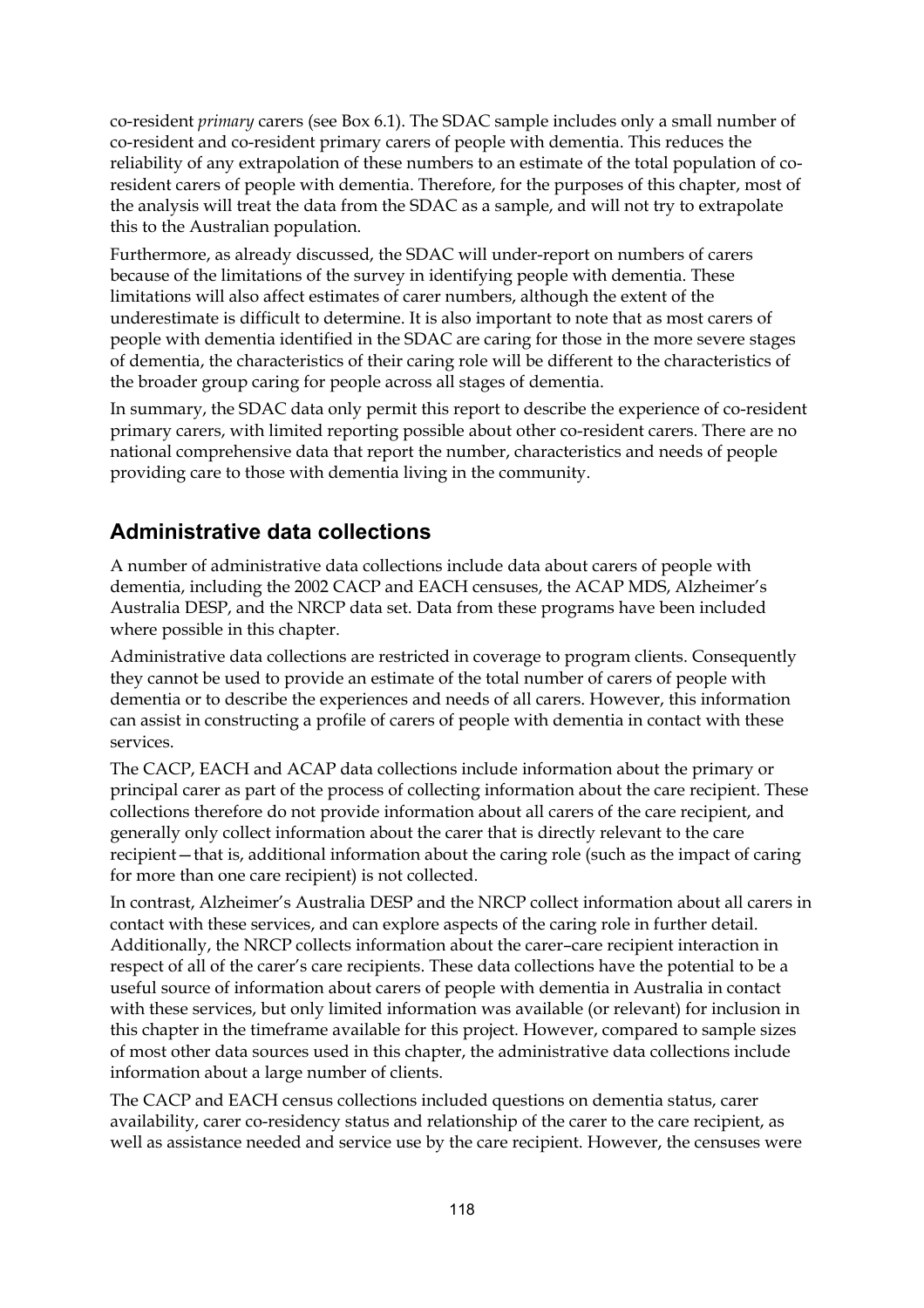co-resident *primary* carers (see Box 6.1). The SDAC sample includes only a small number of co-resident and co-resident primary carers of people with dementia. This reduces the reliability of any extrapolation of these numbers to an estimate of the total population of co-resident carers of people with dementia. Therefore, for the purposes of this chapter, most of the analysis will treat the data from the SDAC as a sample, and will not try to extrapolate this to the Australian population.

Furthermore, as already discussed, the SDAC will under-report on numbers of carers because of the limitations of the survey in identifying people with dementia. These limitations will also affect estimates of carer numbers, although the extent of the underestimate is difficult to determine. It is also important to note that as most carers of people with dementia identified in the SDAC are caring for those in the more severe stages of dementia, the characteristics of their caring role will be different to the characteristics of the broader group caring for people across all stages of dementia.

In summary, the SDAC data only permit this report to describe the experience of co-resident primary carers, with limited reporting possible about other co-resident carers. There are no national comprehensive data that report the number, characteristics and needs of people providing care to those with dementia living in the community.

## Administrative data collections

A number of administrative data collections include data about carers of people with dementia, including the 2002 CACP and EACH censuses, the ACAP MDS, Alzheimer's Australia DESP, and the NRCP data set. Data from these programs have been included where possible in this chapter.

Administrative data collections are restricted in coverage to program clients. Consequently they cannot be used to provide an estimate of the total number of carers of people with dementia or to describe the experiences and needs of all carers. However, this information can assist in constructing a profile of carers of people with dementia in contact with these services.

The CACP, EACH and ACAP data collections include information about the primary or principal carer as part of the process of collecting information about the care recipient. These collections therefore do not provide information about all carers of the care recipient, and generally only collect information about the carer that is directly relevant to the care recipient—that is, additional information about the caring role (such as the impact of caring for more than one care recipient) is not collected.

In contrast, Alzheimer's Australia DESP and the NRCP collect information about all carers in contact with these services, and can explore aspects of the caring role in further detail. Additionally, the NRCP collects information about the carer–care recipient interaction in respect of all of the carer's care recipients. These data collections have the potential to be a useful source of information about carers of people with dementia in Australia in contact with these services, but only limited information was available (or relevant) for inclusion in this chapter in the timeframe available for this project. However, compared to sample sizes of most other data sources used in this chapter, the administrative data collections include information about a large number of clients.

The CACP and EACH census collections included questions on dementia status, carer availability, carer co-residency status and relationship of the carer to the care recipient, as well as assistance needed and service use by the care recipient. However, the censuses were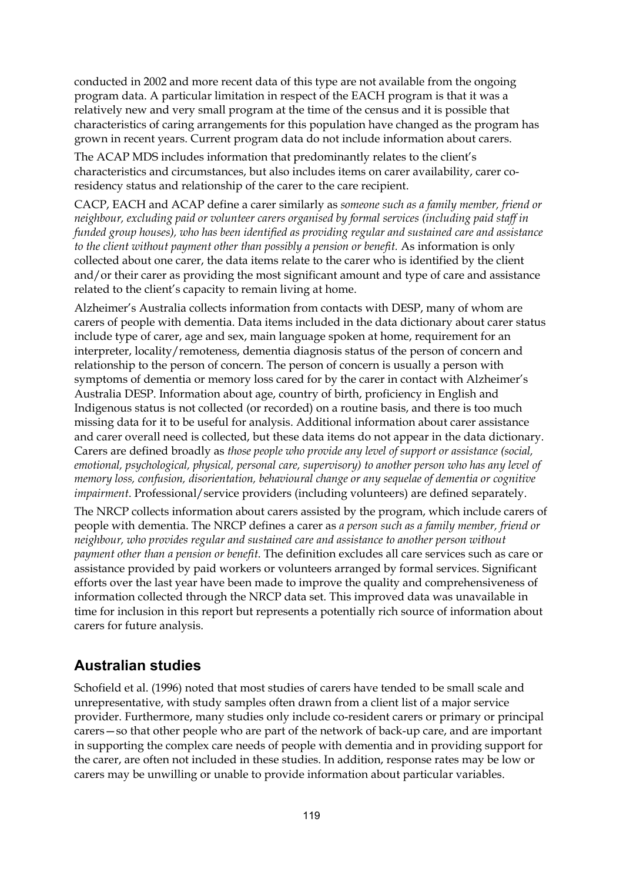conducted in 2002 and more recent data of this type are not available from the ongoing program data. A particular limitation in respect of the EACH program is that it was a relatively new and very small program at the time of the census and it is possible that characteristics of caring arrangements for this population have changed as the program has grown in recent years. Current program data do not include information about carers.

The ACAP MDS includes information that predominantly relates to the client's characteristics and circumstances, but also includes items on carer availability, carer co-residency status and relationship of the carer to the care recipient.

CACP, EACH and ACAP define a carer similarly as *someone such as a family member, friend or neighbour, excluding paid or volunteer carers organised by formal services (including paid staff in funded group houses), who has been identified as providing regular and sustained care and assistance to the client without payment other than possibly a pension or benefit.* As information is only collected about one carer, the data items relate to the carer who is identified by the client and/or their carer as providing the most significant amount and type of care and assistance related to the client's capacity to remain living at home.

Alzheimer's Australia collects information from contacts with DESP, many of whom are carers of people with dementia. Data items included in the data dictionary about carer status include type of carer, age and sex, main language spoken at home, requirement for an interpreter, locality/remoteness, dementia diagnosis status of the person of concern and relationship to the person of concern. The person of concern is usually a person with symptoms of dementia or memory loss cared for by the carer in contact with Alzheimer's Australia DESP. Information about age, country of birth, proficiency in English and Indigenous status is not collected (or recorded) on a routine basis, and there is too much missing data for it to be useful for analysis. Additional information about carer assistance and carer overall need is collected, but these data items do not appear in the data dictionary. Carers are defined broadly as *those people who provide any level of support or assistance (social, emotional, psychological, physical, personal care, supervisory) to another person who has any level of memory loss, confusion, disorientation, behavioural change or any sequelae of dementia or cognitive impairment*. Professional/service providers (including volunteers) are defined separately.

The NRCP collects information about carers assisted by the program, which include carers of people with dementia. The NRCP defines a carer as *a person such as a family member, friend or neighbour, who provides regular and sustained care and assistance to another person without payment other than a pension or benefit.* The definition excludes all care services such as care or assistance provided by paid workers or volunteers arranged by formal services. Significant efforts over the last year have been made to improve the quality and comprehensiveness of information collected through the NRCP data set. This improved data was unavailable in time for inclusion in this report but represents a potentially rich source of information about carers for future analysis.

## Australian studies

Schofield et al. (1996) noted that most studies of carers have tended to be small scale and unrepresentative, with study samples often drawn from a client list of a major service provider. Furthermore, many studies only include co-resident carers or primary or principal carers—so that other people who are part of the network of back-up care, and are important in supporting the complex care needs of people with dementia and in providing support for the carer, are often not included in these studies. In addition, response rates may be low or carers may be unwilling or unable to provide information about particular variables.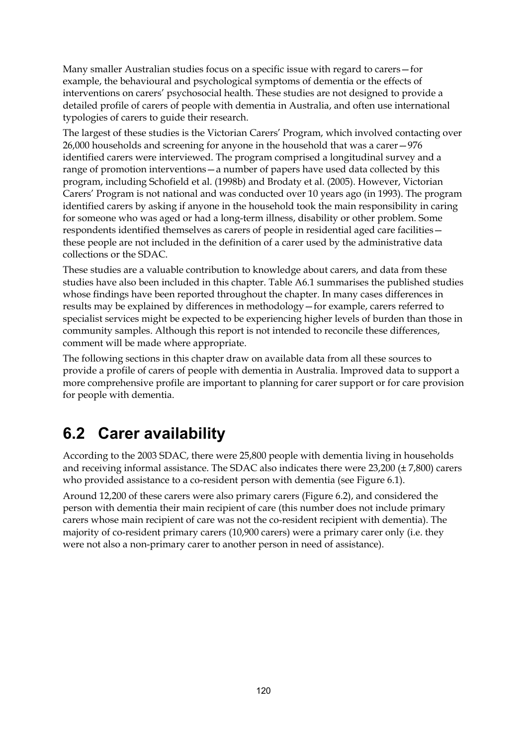Many smaller Australian studies focus on a specific issue with regard to carers—for example, the behavioural and psychological symptoms of dementia or the effects of interventions on carers' psychosocial health. These studies are not designed to provide a detailed profile of carers of people with dementia in Australia, and often use international typologies of carers to guide their research.

The largest of these studies is the Victorian Carers' Program, which involved contacting over 26,000 households and screening for anyone in the household that was a carer—976 identified carers were interviewed. The program comprised a longitudinal survey and a range of promotion interventions—a number of papers have used data collected by this program, including Schofield et al. (1998b) and Brodaty et al. (2005). However, Victorian Carers' Program is not national and was conducted over 10 years ago (in 1993). The program identified carers by asking if anyone in the household took the main responsibility in caring for someone who was aged or had a long-term illness, disability or other problem. Some respondents identified themselves as carers of people in residential aged care facilities—these people are not included in the definition of a carer used by the administrative data collections or the SDAC.

These studies are a valuable contribution to knowledge about carers, and data from these studies have also been included in this chapter. Table A6.1 summarises the published studies whose findings have been reported throughout the chapter. In many cases differences in results may be explained by differences in methodology—for example, carers referred to specialist services might be expected to be experiencing higher levels of burden than those in community samples. Although this report is not intended to reconcile these differences, comment will be made where appropriate.

The following sections in this chapter draw on available data from all these sources to provide a profile of carers of people with dementia in Australia. Improved data to support a more comprehensive profile are important to planning for carer support or for care provision for people with dementia.

## 6.2 Carer availability

According to the 2003 SDAC, there were 25,800 people with dementia living in households and receiving informal assistance. The SDAC also indicates there were 23,200 (± 7,800) carers who provided assistance to a co-resident person with dementia (see Figure 6.1).

Around 12,200 of these carers were also primary carers (Figure 6.2), and considered the person with dementia their main recipient of care (this number does not include primary carers whose main recipient of care was not the co-resident recipient with dementia). The majority of co-resident primary carers (10,900 carers) were a primary carer only (i.e. they were not also a non-primary carer to another person in need of assistance).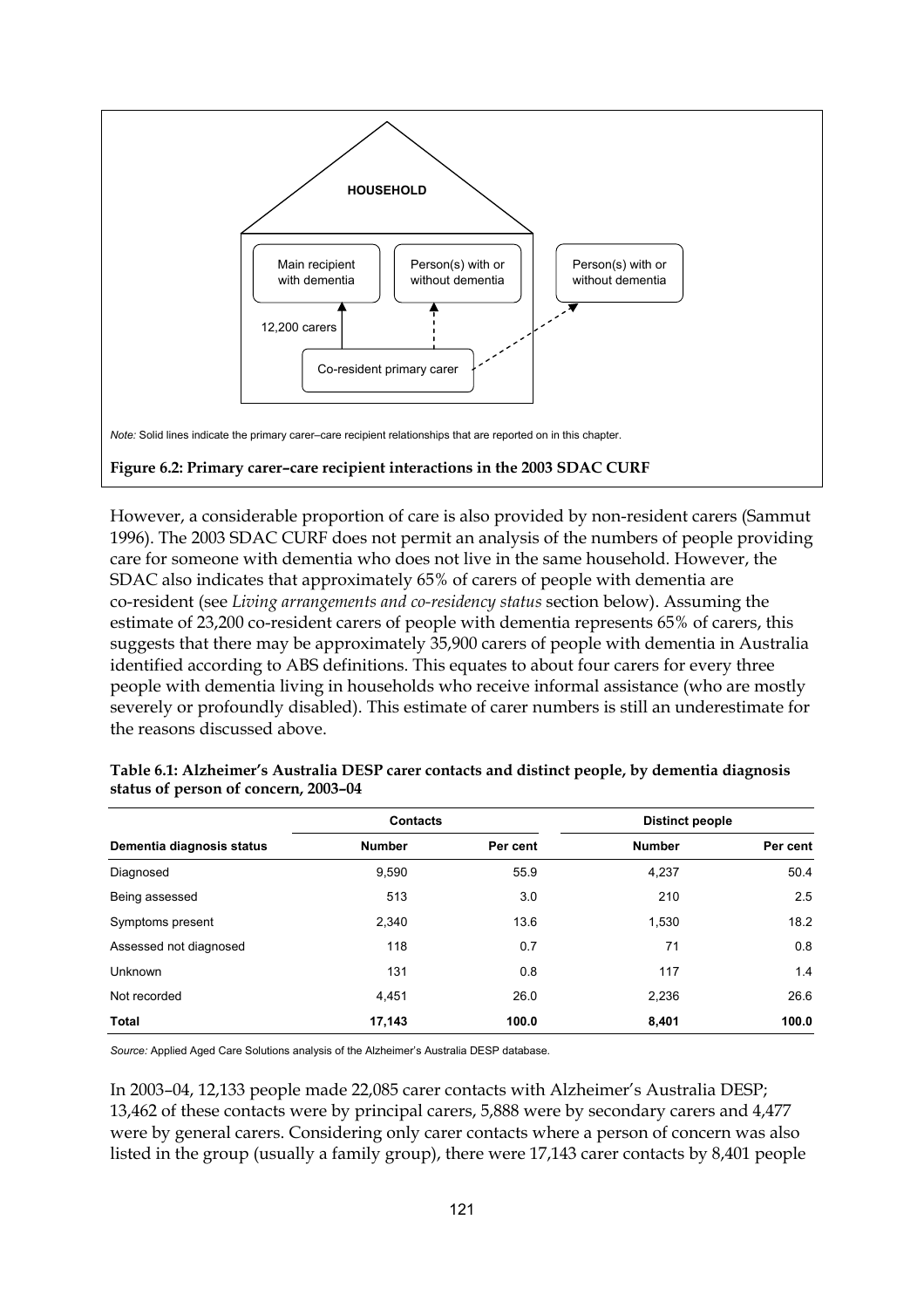HOUSEHOLD

Main recipient with dementia

Person(s) with or without dementia

Person(s) with or without dementia

12,200 carers

Co-resident primary carer

*Note:* Solid lines indicate the primary carer–care recipient relationships that are reported on in this chapter.

**Figure 6.2: Primary carer–care recipient interactions in the 2003 SDAC CURF**

However, a considerable proportion of care is also provided by non-resident carers (Sammut 1996). The 2003 SDAC CURF does not permit an analysis of the numbers of people providing care for someone with dementia who does not live in the same household. However, the SDAC also indicates that approximately 65% of carers of people with dementia are co-resident (see *Living arrangements and co-residency status* section below). Assuming the estimate of 23,200 co-resident carers of people with dementia represents 65% of carers, this suggests that there may be approximately 35,900 carers of people with dementia in Australia identified according to ABS definitions. This equates to about four carers for every three people with dementia living in households who receive informal assistance (who are mostly severely or profoundly disabled). This estimate of carer numbers is still an underestimate for the reasons discussed above.

**Table 6.1: Alzheimer's Australia DESP carer contacts and distinct people, by dementia diagnosis status of person of concern, 2003–04**

| | Contacts | | Distinct people | |
|---|---|---|---|---|
| **Dementia diagnosis status** | **Number** | **Per cent** | **Number** | **Per cent** |
| Diagnosed | 9,590 | 55.9 | 4,237 | 50.4 |
| Being assessed | 513 | 3.0 | 210 | 2.5 |
| Symptoms present | 2,340 | 13.6 | 1,530 | 18.2 |
| Assessed not diagnosed | 118 | 0.7 | 71 | 0.8 |
| Unknown | 131 | 0.8 | 117 | 1.4 |
| Not recorded | 4,451 | 26.0 | 2,236 | 26.6 |
| **Total** | **17,143** | **100.0** | **8,401** | **100.0** |

*Source:* Applied Aged Care Solutions analysis of the Alzheimer's Australia DESP database.

In 2003–04, 12,133 people made 22,085 carer contacts with Alzheimer's Australia DESP; 13,462 of these contacts were by principal carers, 5,888 were by secondary carers and 4,477 were by general carers. Considering only carer contacts where a person of concern was also listed in the group (usually a family group), there were 17,143 carer contacts by 8,401 people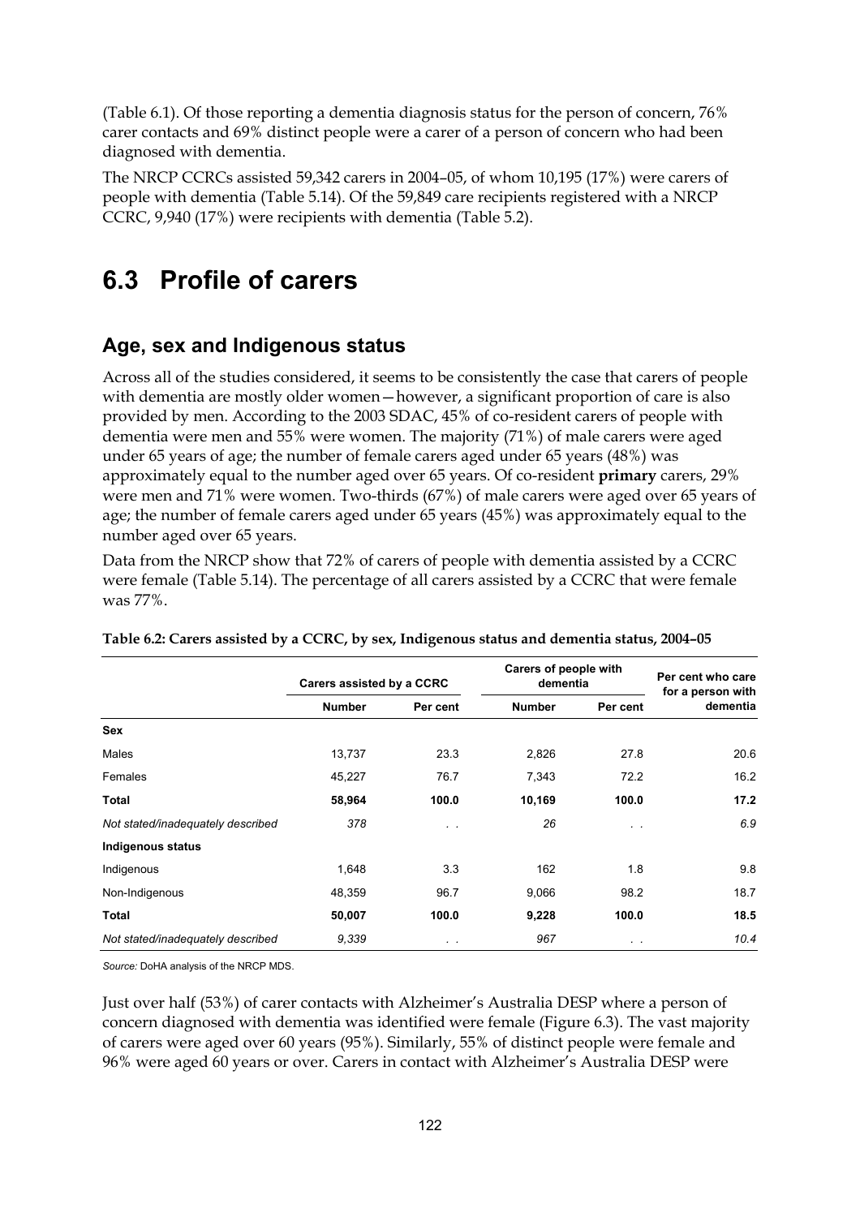(Table 6.1). Of those reporting a dementia diagnosis status for the person of concern, 76% carer contacts and 69% distinct people were a carer of a person of concern who had been diagnosed with dementia.

The NRCP CCRCs assisted 59,342 carers in 2004–05, of whom 10,195 (17%) were carers of people with dementia (Table 5.14). Of the 59,849 care recipients registered with a NRCP CCRC, 9,940 (17%) were recipients with dementia (Table 5.2).

# 6.3 Profile of carers

## Age, sex and Indigenous status

Across all of the studies considered, it seems to be consistently the case that carers of people with dementia are mostly older women—however, a significant proportion of care is also provided by men. According to the 2003 SDAC, 45% of co-resident carers of people with dementia were men and 55% were women. The majority (71%) of male carers were aged under 65 years of age; the number of female carers aged under 65 years (48%) was approximately equal to the number aged over 65 years. Of co-resident **primary** carers, 29% were men and 71% were women. Two-thirds (67%) of male carers were aged over 65 years of age; the number of female carers aged under 65 years (45%) was approximately equal to the number aged over 65 years.

Data from the NRCP show that 72% of carers of people with dementia assisted by a CCRC were female (Table 5.14). The percentage of all carers assisted by a CCRC that were female was 77%.

**Table 6.2: Carers assisted by a CCRC, by sex, Indigenous status and dementia status, 2004–05**

| | Carers assisted by a CCRC | | Carers of people with dementia | | Per cent who care for a person with dementia |
|---|---|---|---|---|---|
| | Number | Per cent | Number | Per cent | |
| **Sex** | | | | | |
| Males | 13,737 | 23.3 | 2,826 | 27.8 | 20.6 |
| Females | 45,227 | 76.7 | 7,343 | 72.2 | 16.2 |
| **Total** | **58,964** | **100.0** | **10,169** | **100.0** | **17.2** |
| *Not stated/inadequately described* | *378* | . . | *26* | . . | *6.9* |
| **Indigenous status** | | | | | |
| Indigenous | 1,648 | 3.3 | 162 | 1.8 | 9.8 |
| Non-Indigenous | 48,359 | 96.7 | 9,066 | 98.2 | 18.7 |
| **Total** | **50,007** | **100.0** | **9,228** | **100.0** | **18.5** |
| *Not stated/inadequately described* | *9,339* | . . | *967* | . . | *10.4* |

*Source:* DoHA analysis of the NRCP MDS.

Just over half (53%) of carer contacts with Alzheimer's Australia DESP where a person of concern diagnosed with dementia was identified were female (Figure 6.3). The vast majority of carers were aged over 60 years (95%). Similarly, 55% of distinct people were female and 96% were aged 60 years or over. Carers in contact with Alzheimer's Australia DESP were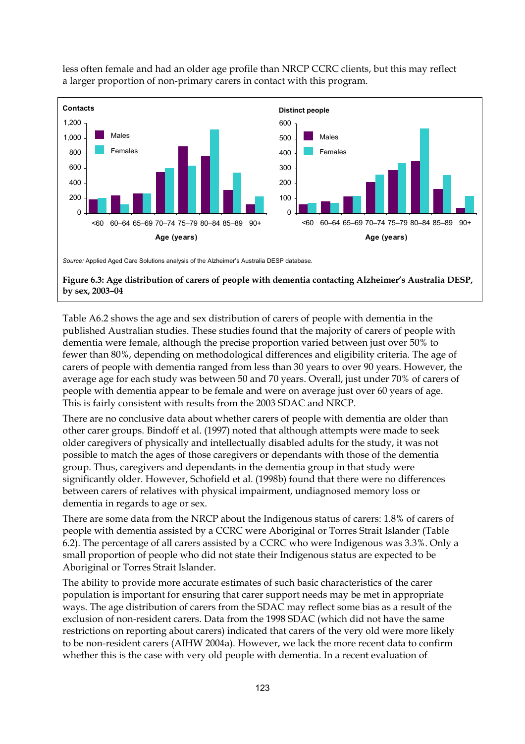less often female and had an older age profile than NRCP CCRC clients, but this may reflect a larger proportion of non-primary carers in contact with this program.

*Source:* Applied Aged Care Solutions analysis of the Alzheimer's Australia DESP database.

**Figure 6.3: Age distribution of carers of people with dementia contacting Alzheimer's Australia DESP, by sex, 2003–04**

Table A6.2 shows the age and sex distribution of carers of people with dementia in the published Australian studies. These studies found that the majority of carers of people with dementia were female, although the precise proportion varied between just over 50% to fewer than 80%, depending on methodological differences and eligibility criteria. The age of carers of people with dementia ranged from less than 30 years to over 90 years. However, the average age for each study was between 50 and 70 years. Overall, just under 70% of carers of people with dementia appear to be female and were on average just over 60 years of age. This is fairly consistent with results from the 2003 SDAC and NRCP.

There are no conclusive data about whether carers of people with dementia are older than other carer groups. Bindoff et al. (1997) noted that although attempts were made to seek older caregivers of physically and intellectually disabled adults for the study, it was not possible to match the ages of those caregivers or dependants with those of the dementia group. Thus, caregivers and dependants in the dementia group in that study were significantly older. However, Schofield et al. (1998b) found that there were no differences between carers of relatives with physical impairment, undiagnosed memory loss or dementia in regards to age or sex.

There are some data from the NRCP about the Indigenous status of carers: 1.8% of carers of people with dementia assisted by a CCRC were Aboriginal or Torres Strait Islander (Table 6.2). The percentage of all carers assisted by a CCRC who were Indigenous was 3.3%. Only a small proportion of people who did not state their Indigenous status are expected to be Aboriginal or Torres Strait Islander.

The ability to provide more accurate estimates of such basic characteristics of the carer population is important for ensuring that carer support needs may be met in appropriate ways. The age distribution of carers from the SDAC may reflect some bias as a result of the exclusion of non-resident carers. Data from the 1998 SDAC (which did not have the same restrictions on reporting about carers) indicated that carers of the very old were more likely to be non-resident carers (AIHW 2004a). However, we lack the more recent data to confirm whether this is the case with very old people with dementia. In a recent evaluation of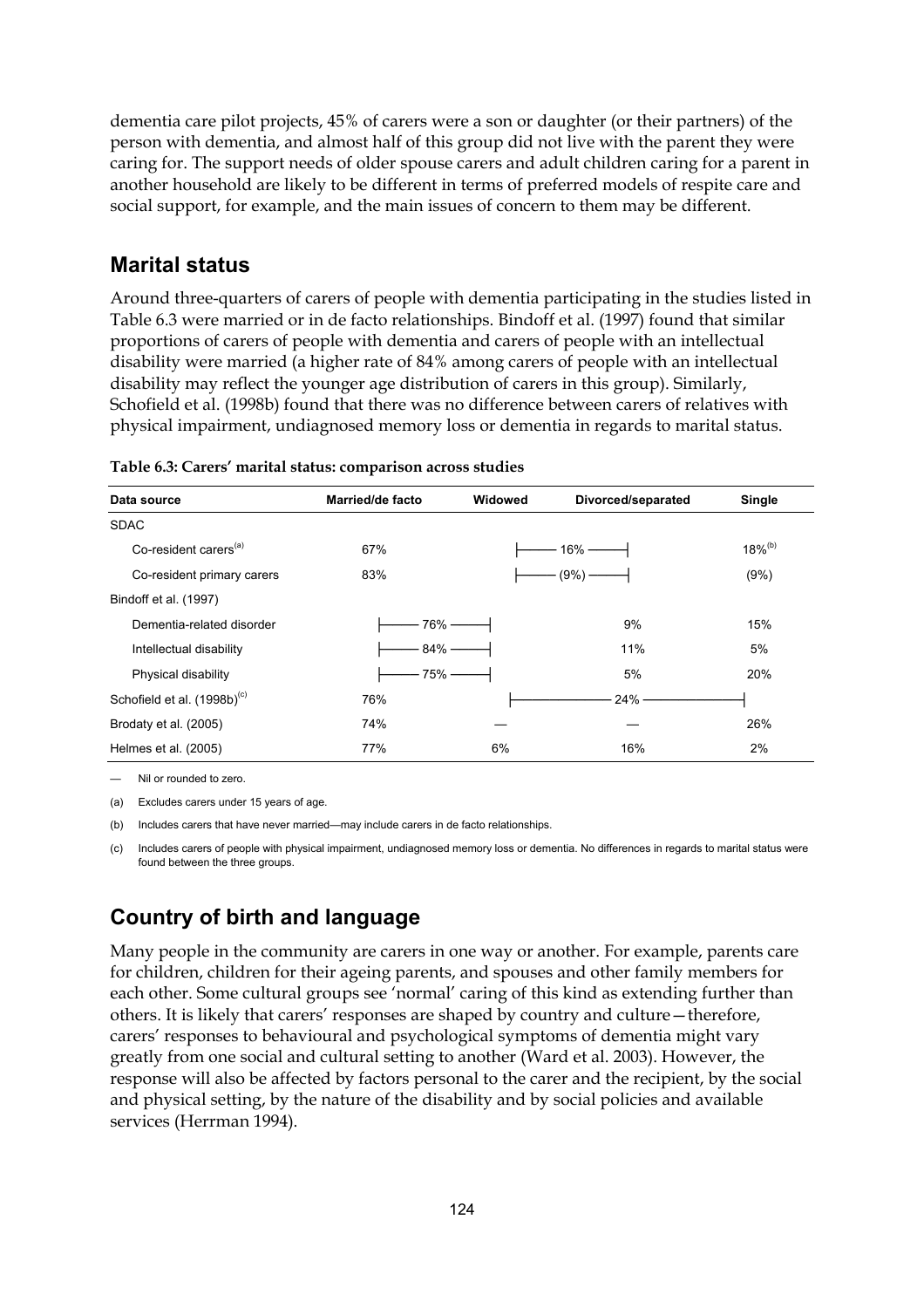dementia care pilot projects, 45% of carers were a son or daughter (or their partners) of the person with dementia, and almost half of this group did not live with the parent they were caring for. The support needs of older spouse carers and adult children caring for a parent in another household are likely to be different in terms of preferred models of respite care and social support, for example, and the main issues of concern to them may be different.

## Marital status

Around three-quarters of carers of people with dementia participating in the studies listed in Table 6.3 were married or in de facto relationships. Bindoff et al. (1997) found that similar proportions of carers of people with dementia and carers of people with an intellectual disability were married (a higher rate of 84% among carers of people with an intellectual disability may reflect the younger age distribution of carers in this group). Similarly, Schofield et al. (1998b) found that there was no difference between carers of relatives with physical impairment, undiagnosed memory loss or dementia in regards to marital status.

**Table 6.3: Carers' marital status: comparison across studies**

| Data source | Married/de facto | Widowed | Divorced/separated | Single |
|---|---|---|---|---|
| SDAC | | | | |
| Co-resident carers[(a)] | 67% | 16% (Widowed and Divorced/separated combined) | | 18%[(b)] |
| Co-resident primary carers | 83% | (9%) (Widowed and Divorced/separated combined) | | (9%) |
| Bindoff et al. (1997) | | | | |
| Dementia-related disorder | 76% (Married/de facto and Widowed combined) | | 9% | 15% |
| Intellectual disability | 84% (Married/de facto and Widowed combined) | | 11% | 5% |
| Physical disability | 75% (Married/de facto and Widowed combined) | | 5% | 20% |
| Schofield et al. (1998b)[(c)] | 76% | 24% (Widowed, Divorced/separated and Single combined) | | |
| Brodaty et al. (2005) | 74% | — | — | 26% |
| Helmes et al. (2005) | 77% | 6% | 16% | 2% |

— Nil or rounded to zero.

(a) Excludes carers under 15 years of age.

(b) Includes carers that have never married—may include carers in de facto relationships.

(c) Includes carers of people with physical impairment, undiagnosed memory loss or dementia. No differences in regards to marital status were found between the three groups.

## Country of birth and language

Many people in the community are carers in one way or another. For example, parents care for children, children for their ageing parents, and spouses and other family members for each other. Some cultural groups see 'normal' caring of this kind as extending further than others. It is likely that carers' responses are shaped by country and culture—therefore, carers' responses to behavioural and psychological symptoms of dementia might vary greatly from one social and cultural setting to another (Ward et al. 2003). However, the response will also be affected by factors personal to the carer and the recipient, by the social and physical setting, by the nature of the disability and by social policies and available services (Herrman 1994).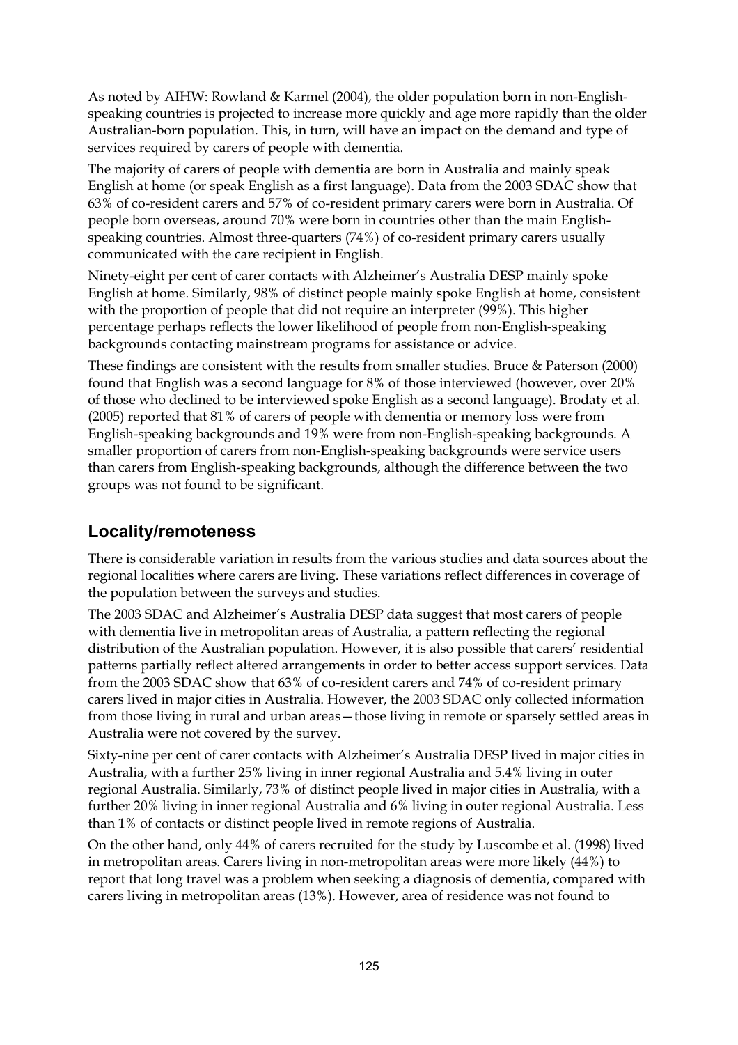As noted by AIHW: Rowland & Karmel (2004), the older population born in non-English-speaking countries is projected to increase more quickly and age more rapidly than the older Australian-born population. This, in turn, will have an impact on the demand and type of services required by carers of people with dementia.

The majority of carers of people with dementia are born in Australia and mainly speak English at home (or speak English as a first language). Data from the 2003 SDAC show that 63% of co-resident carers and 57% of co-resident primary carers were born in Australia. Of people born overseas, around 70% were born in countries other than the main English-speaking countries. Almost three-quarters (74%) of co-resident primary carers usually communicated with the care recipient in English.

Ninety-eight per cent of carer contacts with Alzheimer's Australia DESP mainly spoke English at home. Similarly, 98% of distinct people mainly spoke English at home, consistent with the proportion of people that did not require an interpreter (99%). This higher percentage perhaps reflects the lower likelihood of people from non-English-speaking backgrounds contacting mainstream programs for assistance or advice.

These findings are consistent with the results from smaller studies. Bruce & Paterson (2000) found that English was a second language for 8% of those interviewed (however, over 20% of those who declined to be interviewed spoke English as a second language). Brodaty et al. (2005) reported that 81% of carers of people with dementia or memory loss were from English-speaking backgrounds and 19% were from non-English-speaking backgrounds. A smaller proportion of carers from non-English-speaking backgrounds were service users than carers from English-speaking backgrounds, although the difference between the two groups was not found to be significant.

## Locality/remoteness

There is considerable variation in results from the various studies and data sources about the regional localities where carers are living. These variations reflect differences in coverage of the population between the surveys and studies.

The 2003 SDAC and Alzheimer's Australia DESP data suggest that most carers of people with dementia live in metropolitan areas of Australia, a pattern reflecting the regional distribution of the Australian population. However, it is also possible that carers' residential patterns partially reflect altered arrangements in order to better access support services. Data from the 2003 SDAC show that 63% of co-resident carers and 74% of co-resident primary carers lived in major cities in Australia. However, the 2003 SDAC only collected information from those living in rural and urban areas—those living in remote or sparsely settled areas in Australia were not covered by the survey.

Sixty-nine per cent of carer contacts with Alzheimer's Australia DESP lived in major cities in Australia, with a further 25% living in inner regional Australia and 5.4% living in outer regional Australia. Similarly, 73% of distinct people lived in major cities in Australia, with a further 20% living in inner regional Australia and 6% living in outer regional Australia. Less than 1% of contacts or distinct people lived in remote regions of Australia.

On the other hand, only 44% of carers recruited for the study by Luscombe et al. (1998) lived in metropolitan areas. Carers living in non-metropolitan areas were more likely (44%) to report that long travel was a problem when seeking a diagnosis of dementia, compared with carers living in metropolitan areas (13%). However, area of residence was not found to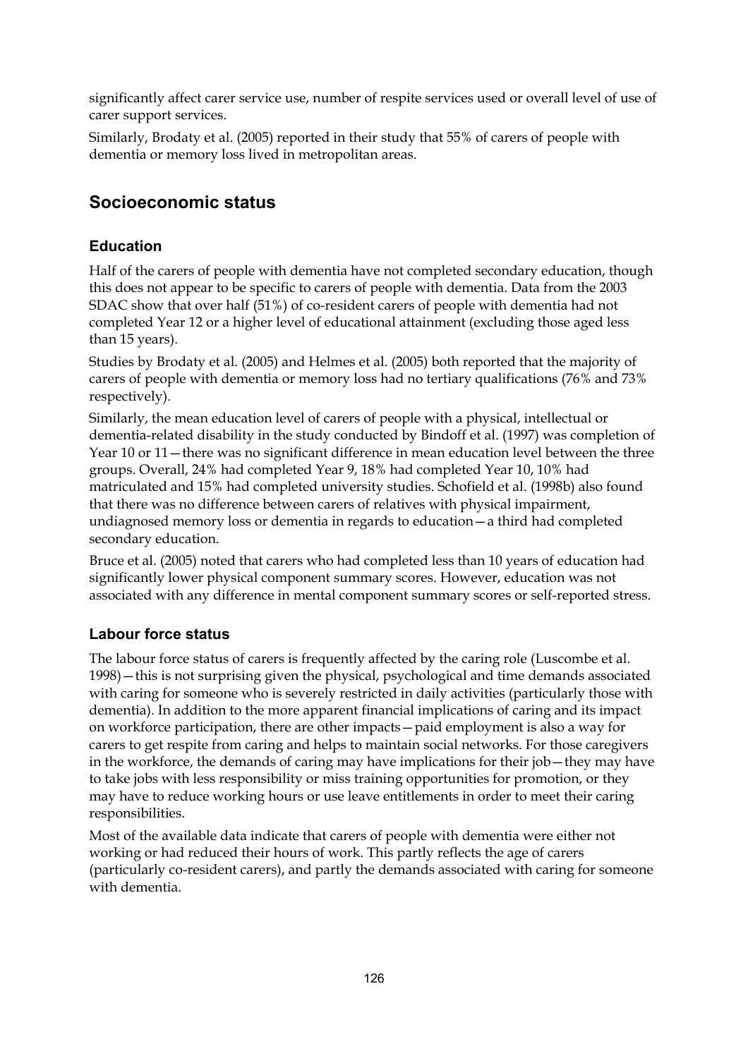significantly affect carer service use, number of respite services used or overall level of use of carer support services.

Similarly, Brodaty et al. (2005) reported in their study that 55% of carers of people with dementia or memory loss lived in metropolitan areas.

## Socioeconomic status

### Education

Half of the carers of people with dementia have not completed secondary education, though this does not appear to be specific to carers of people with dementia. Data from the 2003 SDAC show that over half (51%) of co-resident carers of people with dementia had not completed Year 12 or a higher level of educational attainment (excluding those aged less than 15 years).

Studies by Brodaty et al. (2005) and Helmes et al. (2005) both reported that the majority of carers of people with dementia or memory loss had no tertiary qualifications (76% and 73% respectively).

Similarly, the mean education level of carers of people with a physical, intellectual or dementia-related disability in the study conducted by Bindoff et al. (1997) was completion of Year 10 or 11—there was no significant difference in mean education level between the three groups. Overall, 24% had completed Year 9, 18% had completed Year 10, 10% had matriculated and 15% had completed university studies. Schofield et al. (1998b) also found that there was no difference between carers of relatives with physical impairment, undiagnosed memory loss or dementia in regards to education—a third had completed secondary education.

Bruce et al. (2005) noted that carers who had completed less than 10 years of education had significantly lower physical component summary scores. However, education was not associated with any difference in mental component summary scores or self-reported stress.

### Labour force status

The labour force status of carers is frequently affected by the caring role (Luscombe et al. 1998)—this is not surprising given the physical, psychological and time demands associated with caring for someone who is severely restricted in daily activities (particularly those with dementia). In addition to the more apparent financial implications of caring and its impact on workforce participation, there are other impacts—paid employment is also a way for carers to get respite from caring and helps to maintain social networks. For those caregivers in the workforce, the demands of caring may have implications for their job—they may have to take jobs with less responsibility or miss training opportunities for promotion, or they may have to reduce working hours or use leave entitlements in order to meet their caring responsibilities.

Most of the available data indicate that carers of people with dementia were either not working or had reduced their hours of work. This partly reflects the age of carers (particularly co-resident carers), and partly the demands associated with caring for someone with dementia.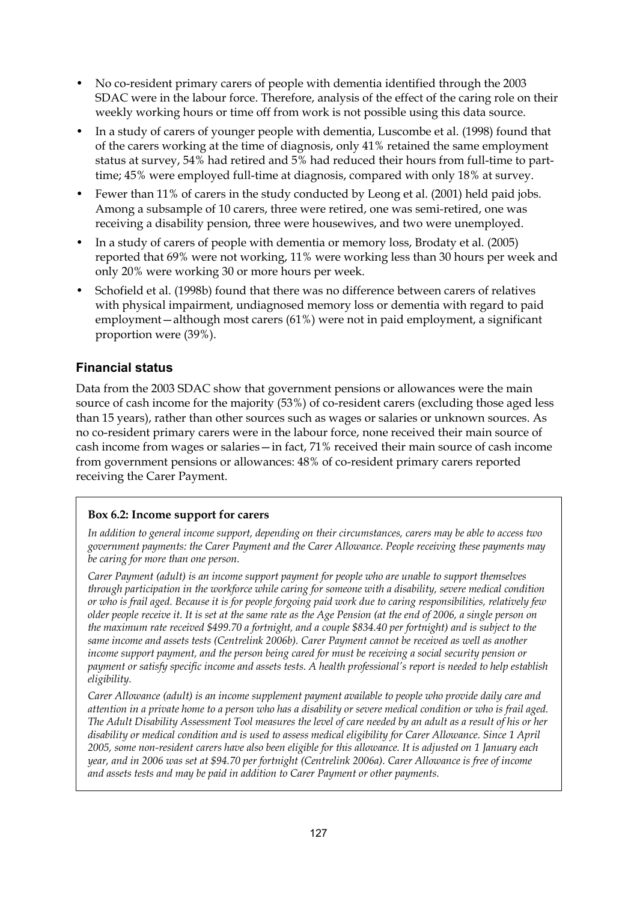- No co-resident primary carers of people with dementia identified through the 2003 SDAC were in the labour force. Therefore, analysis of the effect of the caring role on their weekly working hours or time off from work is not possible using this data source.
- In a study of carers of younger people with dementia, Luscombe et al. (1998) found that of the carers working at the time of diagnosis, only 41% retained the same employment status at survey, 54% had retired and 5% had reduced their hours from full-time to part-time; 45% were employed full-time at diagnosis, compared with only 18% at survey.
- Fewer than 11% of carers in the study conducted by Leong et al. (2001) held paid jobs. Among a subsample of 10 carers, three were retired, one was semi-retired, one was receiving a disability pension, three were housewives, and two were unemployed.
- In a study of carers of people with dementia or memory loss, Brodaty et al. (2005) reported that 69% were not working, 11% were working less than 30 hours per week and only 20% were working 30 or more hours per week.
- Schofield et al. (1998b) found that there was no difference between carers of relatives with physical impairment, undiagnosed memory loss or dementia with regard to paid employment—although most carers (61%) were not in paid employment, a significant proportion were (39%).

### Financial status

Data from the 2003 SDAC show that government pensions or allowances were the main source of cash income for the majority (53%) of co-resident carers (excluding those aged less than 15 years), rather than other sources such as wages or salaries or unknown sources. As no co-resident primary carers were in the labour force, none received their main source of cash income from wages or salaries—in fact, 71% received their main source of cash income from government pensions or allowances: 48% of co-resident primary carers reported receiving the Carer Payment.

> **Box 6.2: Income support for carers**
>
> *In addition to general income support, depending on their circumstances, carers may be able to access two government payments: the Carer Payment and the Carer Allowance. People receiving these payments may be caring for more than one person.*
>
> *Carer Payment (adult) is an income support payment for people who are unable to support themselves through participation in the workforce while caring for someone with a disability, severe medical condition or who is frail aged. Because it is for people forgoing paid work due to caring responsibilities, relatively few older people receive it. It is set at the same rate as the Age Pension (at the end of 2006, a single person on the maximum rate received $499.70 a fortnight, and a couple $834.40 per fortnight) and is subject to the same income and assets tests (Centrelink 2006b). Carer Payment cannot be received as well as another income support payment, and the person being cared for must be receiving a social security pension or payment or satisfy specific income and assets tests. A health professional's report is needed to help establish eligibility.*
>
> *Carer Allowance (adult) is an income supplement payment available to people who provide daily care and attention in a private home to a person who has a disability or severe medical condition or who is frail aged. The Adult Disability Assessment Tool measures the level of care needed by an adult as a result of his or her disability or medical condition and is used to assess medical eligibility for Carer Allowance. Since 1 April 2005, some non-resident carers have also been eligible for this allowance. It is adjusted on 1 January each year, and in 2006 was set at $94.70 per fortnight (Centrelink 2006a). Carer Allowance is free of income and assets tests and may be paid in addition to Carer Payment or other payments.*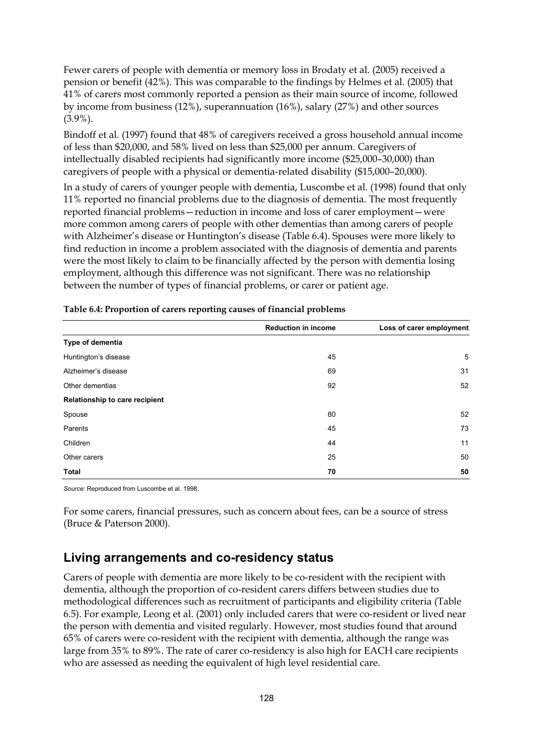Fewer carers of people with dementia or memory loss in Brodaty et al. (2005) received a pension or benefit (42%). This was comparable to the findings by Helmes et al. (2005) that 41% of carers most commonly reported a pension as their main source of income, followed by income from business (12%), superannuation (16%), salary (27%) and other sources (3.9%).

Bindoff et al. (1997) found that 48% of caregivers received a gross household annual income of less than $20,000, and 58% lived on less than $25,000 per annum. Caregivers of intellectually disabled recipients had significantly more income ($25,000–30,000) than caregivers of people with a physical or dementia-related disability ($15,000–20,000).

In a study of carers of younger people with dementia, Luscombe et al. (1998) found that only 11% reported no financial problems due to the diagnosis of dementia. The most frequently reported financial problems—reduction in income and loss of carer employment—were more common among carers of people with other dementias than among carers of people with Alzheimer's disease or Huntington's disease (Table 6.4). Spouses were more likely to find reduction in income a problem associated with the diagnosis of dementia and parents were the most likely to claim to be financially affected by the person with dementia losing employment, although this difference was not significant. There was no relationship between the number of types of financial problems, or carer or patient age.

**Table 6.4: Proportion of carers reporting causes of financial problems**

| | Reduction in income | Loss of carer employment |
|---|---|---|
| **Type of dementia** | | |
| Huntington's disease | 45 | 5 |
| Alzheimer's disease | 69 | 31 |
| Other dementias | 92 | 52 |
| **Relationship to care recipient** | | |
| Spouse | 80 | 52 |
| Parents | 45 | 73 |
| Children | 44 | 11 |
| Other carers | 25 | 50 |
| **Total** | **70** | **50** |

*Source:* Reproduced from Luscombe et al. 1998.

For some carers, financial pressures, such as concern about fees, can be a source of stress (Bruce & Paterson 2000).

## Living arrangements and co-residency status

Carers of people with dementia are more likely to be co-resident with the recipient with dementia, although the proportion of co-resident carers differs between studies due to methodological differences such as recruitment of participants and eligibility criteria (Table 6.5). For example, Leong et al. (2001) only included carers that were co-resident or lived near the person with dementia and visited regularly. However, most studies found that around 65% of carers were co-resident with the recipient with dementia, although the range was large from 35% to 89%. The rate of carer co-residency is also high for EACH care recipients who are assessed as needing the equivalent of high level residential care.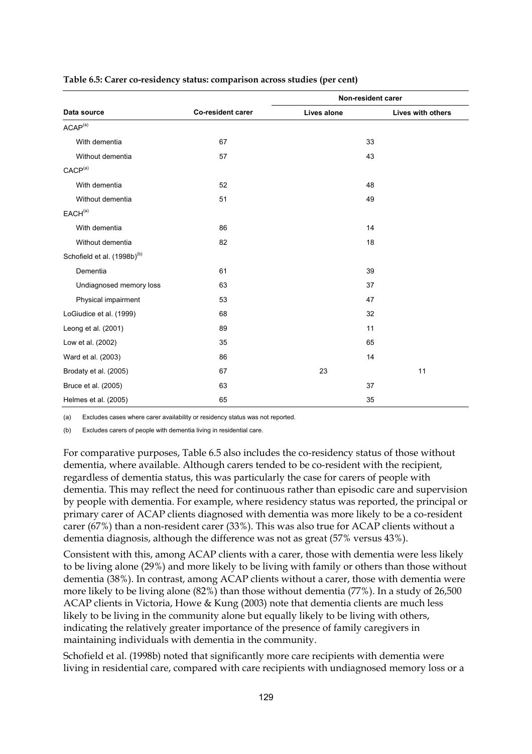**Table 6.5: Carer co-residency status: comparison across studies (per cent)**

| Data source | Co-resident carer | Non-resident carer | |
|---|---|---|---|
| | | Lives alone | Lives with others |
| ACAP[(a)] | | | |
| With dementia | 67 | 33 | |
| Without dementia | 57 | 43 | |
| CACP[(a)] | | | |
| With dementia | 52 | 48 | |
| Without dementia | 51 | 49 | |
| EACH[(a)] | | | |
| With dementia | 86 | 14 | |
| Without dementia | 82 | 18 | |
| Schofield et al. (1998b)[(b)] | | | |
| Dementia | 61 | 39 | |
| Undiagnosed memory loss | 63 | 37 | |
| Physical impairment | 53 | 47 | |
| LoGiudice et al. (1999) | 68 | 32 | |
| Leong et al. (2001) | 89 | 11 | |
| Low et al. (2002) | 35 | 65 | |
| Ward et al. (2003) | 86 | 14 | |
| Brodaty et al. (2005) | 67 | 23 | 11 |
| Bruce et al. (2005) | 63 | 37 | |
| Helmes et al. (2005) | 65 | 35 | |

(a) Excludes cases where carer availability or residency status was not reported.

(b) Excludes carers of people with dementia living in residential care.

For comparative purposes, Table 6.5 also includes the co-residency status of those without dementia, where available. Although carers tended to be co-resident with the recipient, regardless of dementia status, this was particularly the case for carers of people with dementia. This may reflect the need for continuous rather than episodic care and supervision by people with dementia. For example, where residency status was reported, the principal or primary carer of ACAP clients diagnosed with dementia was more likely to be a co-resident carer (67%) than a non-resident carer (33%). This was also true for ACAP clients without a dementia diagnosis, although the difference was not as great (57% versus 43%).

Consistent with this, among ACAP clients with a carer, those with dementia were less likely to be living alone (29%) and more likely to be living with family or others than those without dementia (38%). In contrast, among ACAP clients without a carer, those with dementia were more likely to be living alone (82%) than those without dementia (77%). In a study of 26,500 ACAP clients in Victoria, Howe & Kung (2003) note that dementia clients are much less likely to be living in the community alone but equally likely to be living with others, indicating the relatively greater importance of the presence of family caregivers in maintaining individuals with dementia in the community.

Schofield et al. (1998b) noted that significantly more care recipients with dementia were living in residential care, compared with care recipients with undiagnosed memory loss or a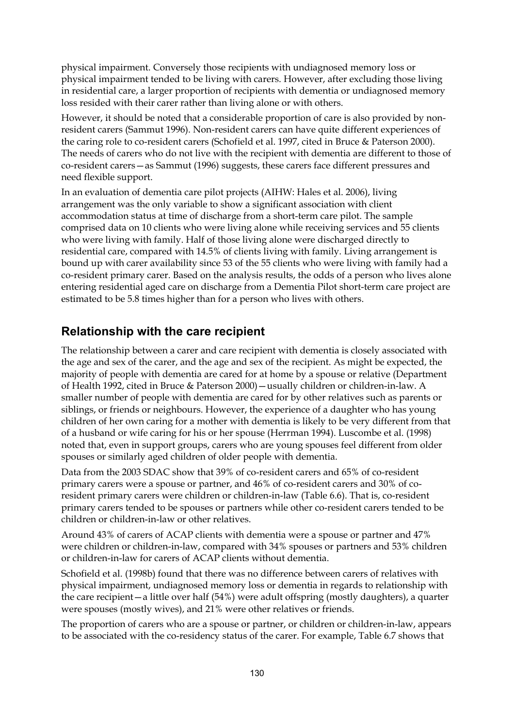physical impairment. Conversely those recipients with undiagnosed memory loss or physical impairment tended to be living with carers. However, after excluding those living in residential care, a larger proportion of recipients with dementia or undiagnosed memory loss resided with their carer rather than living alone or with others.

However, it should be noted that a considerable proportion of care is also provided by non-resident carers (Sammut 1996). Non-resident carers can have quite different experiences of the caring role to co-resident carers (Schofield et al. 1997, cited in Bruce & Paterson 2000). The needs of carers who do not live with the recipient with dementia are different to those of co-resident carers—as Sammut (1996) suggests, these carers face different pressures and need flexible support.

In an evaluation of dementia care pilot projects (AIHW: Hales et al. 2006), living arrangement was the only variable to show a significant association with client accommodation status at time of discharge from a short-term care pilot. The sample comprised data on 10 clients who were living alone while receiving services and 55 clients who were living with family. Half of those living alone were discharged directly to residential care, compared with 14.5% of clients living with family. Living arrangement is bound up with carer availability since 53 of the 55 clients who were living with family had a co-resident primary carer. Based on the analysis results, the odds of a person who lives alone entering residential aged care on discharge from a Dementia Pilot short-term care project are estimated to be 5.8 times higher than for a person who lives with others.

## Relationship with the care recipient

The relationship between a carer and care recipient with dementia is closely associated with the age and sex of the carer, and the age and sex of the recipient. As might be expected, the majority of people with dementia are cared for at home by a spouse or relative (Department of Health 1992, cited in Bruce & Paterson 2000)—usually children or children-in-law. A smaller number of people with dementia are cared for by other relatives such as parents or siblings, or friends or neighbours. However, the experience of a daughter who has young children of her own caring for a mother with dementia is likely to be very different from that of a husband or wife caring for his or her spouse (Herrman 1994). Luscombe et al. (1998) noted that, even in support groups, carers who are young spouses feel different from older spouses or similarly aged children of older people with dementia.

Data from the 2003 SDAC show that 39% of co-resident carers and 65% of co-resident primary carers were a spouse or partner, and 46% of co-resident carers and 30% of co-resident primary carers were children or children-in-law (Table 6.6). That is, co-resident primary carers tended to be spouses or partners while other co-resident carers tended to be children or children-in-law or other relatives.

Around 43% of carers of ACAP clients with dementia were a spouse or partner and 47% were children or children-in-law, compared with 34% spouses or partners and 53% children or children-in-law for carers of ACAP clients without dementia.

Schofield et al. (1998b) found that there was no difference between carers of relatives with physical impairment, undiagnosed memory loss or dementia in regards to relationship with the care recipient—a little over half (54%) were adult offspring (mostly daughters), a quarter were spouses (mostly wives), and 21% were other relatives or friends.

The proportion of carers who are a spouse or partner, or children or children-in-law, appears to be associated with the co-residency status of the carer. For example, Table 6.7 shows that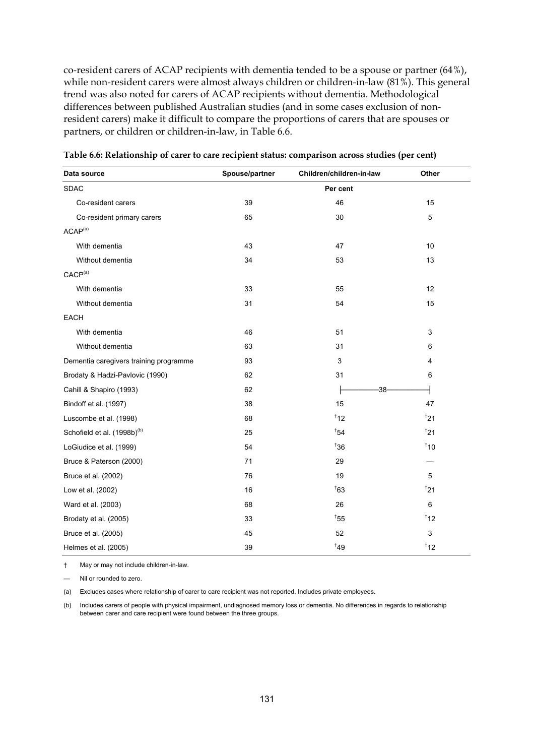co-resident carers of ACAP recipients with dementia tended to be a spouse or partner (64%), while non-resident carers were almost always children or children-in-law (81%). This general trend was also noted for carers of ACAP recipients without dementia. Methodological differences between published Australian studies (and in some cases exclusion of non-resident carers) make it difficult to compare the proportions of carers that are spouses or partners, or children or children-in-law, in Table 6.6.

**Table 6.6: Relationship of carer to care recipient status: comparison across studies (per cent)**

| Data source | Spouse/partner | Children/children-in-law | Other |
|---|---|---|---|
| SDAC | | Per cent | |
| Co-resident carers | 39 | 46 | 15 |
| Co-resident primary carers | 65 | 30 | 5 |
| ACAP(a) | | | |
| With dementia | 43 | 47 | 10 |
| Without dementia | 34 | 53 | 13 |
| CACP(a) | | | |
| With dementia | 33 | 55 | 12 |
| Without dementia | 31 | 54 | 15 |
| EACH | | | |
| With dementia | 46 | 51 | 3 |
| Without dementia | 63 | 31 | 6 |
| Dementia caregivers training programme | 93 | 3 | 4 |
| Brodaty & Hadzi-Pavlovic (1990) | 62 | 31 | 6 |
| Cahill & Shapiro (1993) | 62 | 38 (spans Children/children-in-law and Other) | |
| Bindoff et al. (1997) | 38 | 15 | 47 |
| Luscombe et al. (1998) | 68 | †12 | †21 |
| Schofield et al. (1998b)(b) | 25 | †54 | †21 |
| LoGiudice et al. (1999) | 54 | †36 | †10 |
| Bruce & Paterson (2000) | 71 | 29 | — |
| Bruce et al. (2002) | 76 | 19 | 5 |
| Low et al. (2002) | 16 | †63 | †21 |
| Ward et al. (2003) | 68 | 26 | 6 |
| Brodaty et al. (2005) | 33 | †55 | †12 |
| Bruce et al. (2005) | 45 | 52 | 3 |
| Helmes et al. (2005) | 39 | †49 | †12 |

† May or may not include children-in-law.

— Nil or rounded to zero.

(a) Excludes cases where relationship of carer to care recipient was not reported. Includes private employees.

(b) Includes carers of people with physical impairment, undiagnosed memory loss or dementia. No differences in regards to relationship between carer and care recipient were found between the three groups.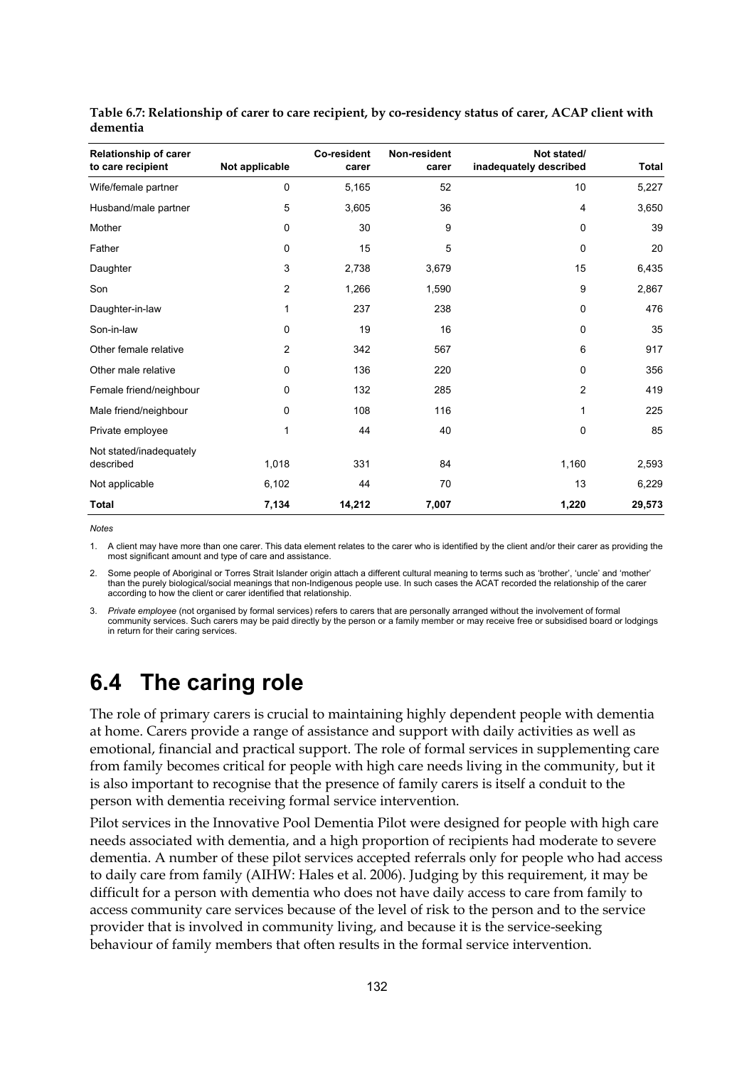**Table 6.7: Relationship of carer to care recipient, by co-residency status of carer, ACAP client with dementia**

| Relationship of carer to care recipient | Not applicable | Co-resident carer | Non-resident carer | Not stated/ inadequately described | Total |
|---|---|---|---|---|---|
| Wife/female partner | 0 | 5,165 | 52 | 10 | 5,227 |
| Husband/male partner | 5 | 3,605 | 36 | 4 | 3,650 |
| Mother | 0 | 30 | 9 | 0 | 39 |
| Father | 0 | 15 | 5 | 0 | 20 |
| Daughter | 3 | 2,738 | 3,679 | 15 | 6,435 |
| Son | 2 | 1,266 | 1,590 | 9 | 2,867 |
| Daughter-in-law | 1 | 237 | 238 | 0 | 476 |
| Son-in-law | 0 | 19 | 16 | 0 | 35 |
| Other female relative | 2 | 342 | 567 | 6 | 917 |
| Other male relative | 0 | 136 | 220 | 0 | 356 |
| Female friend/neighbour | 0 | 132 | 285 | 2 | 419 |
| Male friend/neighbour | 0 | 108 | 116 | 1 | 225 |
| Private employee | 1 | 44 | 40 | 0 | 85 |
| Not stated/inadequately described | 1,018 | 331 | 84 | 1,160 | 2,593 |
| Not applicable | 6,102 | 44 | 70 | 13 | 6,229 |
| **Total** | **7,134** | **14,212** | **7,007** | **1,220** | **29,573** |

*Notes*

1. A client may have more than one carer. This data element relates to the carer who is identified by the client and/or their carer as providing the most significant amount and type of care and assistance.

2. Some people of Aboriginal or Torres Strait Islander origin attach a different cultural meaning to terms such as 'brother', 'uncle' and 'mother' than the purely biological/social meanings that non-Indigenous people use. In such cases the ACAT recorded the relationship of the carer according to how the client or carer identified that relationship.

3. *Private employee* (not organised by formal services) refers to carers that are personally arranged without the involvement of formal community services. Such carers may be paid directly by the person or a family member or may receive free or subsidised board or lodgings in return for their caring services.

# 6.4 The caring role

The role of primary carers is crucial to maintaining highly dependent people with dementia at home. Carers provide a range of assistance and support with daily activities as well as emotional, financial and practical support. The role of formal services in supplementing care from family becomes critical for people with high care needs living in the community, but it is also important to recognise that the presence of family carers is itself a conduit to the person with dementia receiving formal service intervention.

Pilot services in the Innovative Pool Dementia Pilot were designed for people with high care needs associated with dementia, and a high proportion of recipients had moderate to severe dementia. A number of these pilot services accepted referrals only for people who had access to daily care from family (AIHW: Hales et al. 2006). Judging by this requirement, it may be difficult for a person with dementia who does not have daily access to care from family to access community care services because of the level of risk to the person and to the service provider that is involved in community living, and because it is the service-seeking behaviour of family members that often results in the formal service intervention.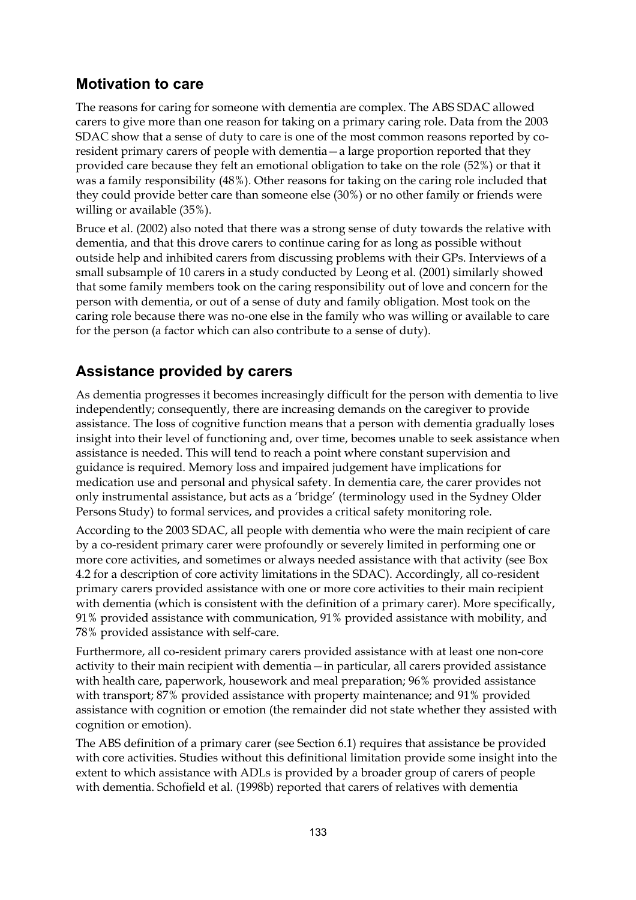## Motivation to care

The reasons for caring for someone with dementia are complex. The ABS SDAC allowed carers to give more than one reason for taking on a primary caring role. Data from the 2003 SDAC show that a sense of duty to care is one of the most common reasons reported by co-resident primary carers of people with dementia—a large proportion reported that they provided care because they felt an emotional obligation to take on the role (52%) or that it was a family responsibility (48%). Other reasons for taking on the caring role included that they could provide better care than someone else (30%) or no other family or friends were willing or available (35%).

Bruce et al. (2002) also noted that there was a strong sense of duty towards the relative with dementia, and that this drove carers to continue caring for as long as possible without outside help and inhibited carers from discussing problems with their GPs. Interviews of a small subsample of 10 carers in a study conducted by Leong et al. (2001) similarly showed that some family members took on the caring responsibility out of love and concern for the person with dementia, or out of a sense of duty and family obligation. Most took on the caring role because there was no-one else in the family who was willing or available to care for the person (a factor which can also contribute to a sense of duty).

## Assistance provided by carers

As dementia progresses it becomes increasingly difficult for the person with dementia to live independently; consequently, there are increasing demands on the caregiver to provide assistance. The loss of cognitive function means that a person with dementia gradually loses insight into their level of functioning and, over time, becomes unable to seek assistance when assistance is needed. This will tend to reach a point where constant supervision and guidance is required. Memory loss and impaired judgement have implications for medication use and personal and physical safety. In dementia care, the carer provides not only instrumental assistance, but acts as a 'bridge' (terminology used in the Sydney Older Persons Study) to formal services, and provides a critical safety monitoring role.

According to the 2003 SDAC, all people with dementia who were the main recipient of care by a co-resident primary carer were profoundly or severely limited in performing one or more core activities, and sometimes or always needed assistance with that activity (see Box 4.2 for a description of core activity limitations in the SDAC). Accordingly, all co-resident primary carers provided assistance with one or more core activities to their main recipient with dementia (which is consistent with the definition of a primary carer). More specifically, 91% provided assistance with communication, 91% provided assistance with mobility, and 78% provided assistance with self-care.

Furthermore, all co-resident primary carers provided assistance with at least one non-core activity to their main recipient with dementia—in particular, all carers provided assistance with health care, paperwork, housework and meal preparation; 96% provided assistance with transport; 87% provided assistance with property maintenance; and 91% provided assistance with cognition or emotion (the remainder did not state whether they assisted with cognition or emotion).

The ABS definition of a primary carer (see Section 6.1) requires that assistance be provided with core activities. Studies without this definitional limitation provide some insight into the extent to which assistance with ADLs is provided by a broader group of carers of people with dementia. Schofield et al. (1998b) reported that carers of relatives with dementia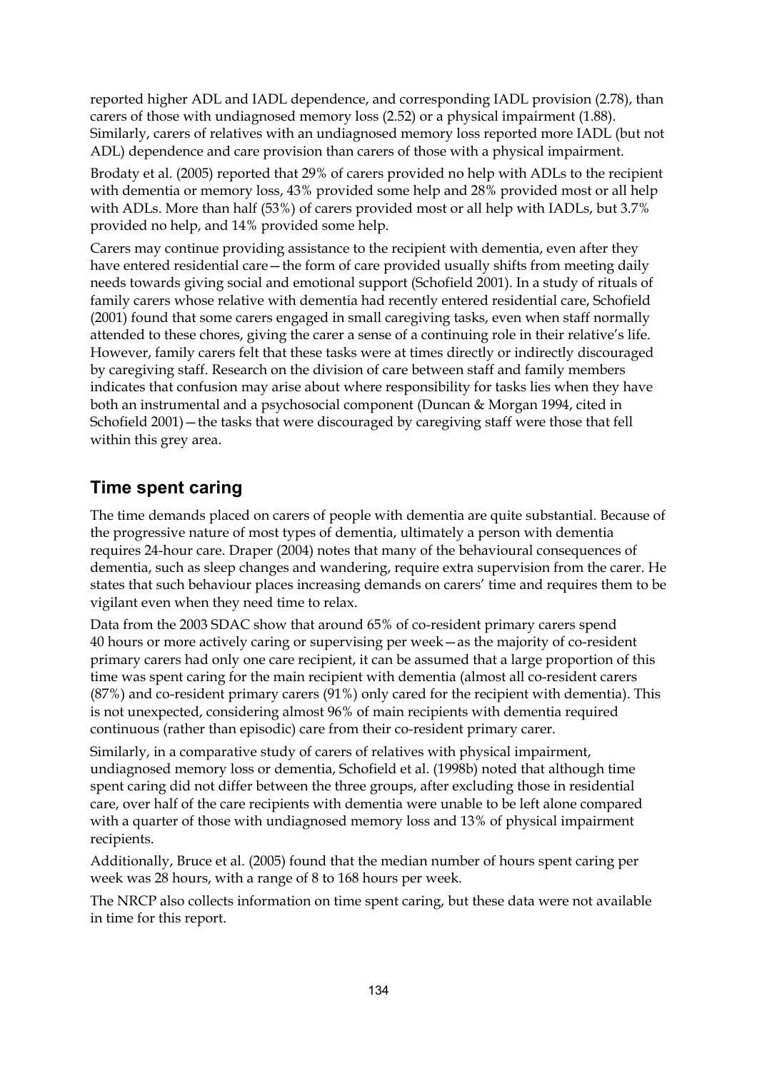reported higher ADL and IADL dependence, and corresponding IADL provision (2.78), than carers of those with undiagnosed memory loss (2.52) or a physical impairment (1.88). Similarly, carers of relatives with an undiagnosed memory loss reported more IADL (but not ADL) dependence and care provision than carers of those with a physical impairment.

Brodaty et al. (2005) reported that 29% of carers provided no help with ADLs to the recipient with dementia or memory loss, 43% provided some help and 28% provided most or all help with ADLs. More than half (53%) of carers provided most or all help with IADLs, but 3.7% provided no help, and 14% provided some help.

Carers may continue providing assistance to the recipient with dementia, even after they have entered residential care—the form of care provided usually shifts from meeting daily needs towards giving social and emotional support (Schofield 2001). In a study of rituals of family carers whose relative with dementia had recently entered residential care, Schofield (2001) found that some carers engaged in small caregiving tasks, even when staff normally attended to these chores, giving the carer a sense of a continuing role in their relative's life. However, family carers felt that these tasks were at times directly or indirectly discouraged by caregiving staff. Research on the division of care between staff and family members indicates that confusion may arise about where responsibility for tasks lies when they have both an instrumental and a psychosocial component (Duncan & Morgan 1994, cited in Schofield 2001)—the tasks that were discouraged by caregiving staff were those that fell within this grey area.

## Time spent caring

The time demands placed on carers of people with dementia are quite substantial. Because of the progressive nature of most types of dementia, ultimately a person with dementia requires 24-hour care. Draper (2004) notes that many of the behavioural consequences of dementia, such as sleep changes and wandering, require extra supervision from the carer. He states that such behaviour places increasing demands on carers' time and requires them to be vigilant even when they need time to relax.

Data from the 2003 SDAC show that around 65% of co-resident primary carers spend 40 hours or more actively caring or supervising per week—as the majority of co-resident primary carers had only one care recipient, it can be assumed that a large proportion of this time was spent caring for the main recipient with dementia (almost all co-resident carers (87%) and co-resident primary carers (91%) only cared for the recipient with dementia). This is not unexpected, considering almost 96% of main recipients with dementia required continuous (rather than episodic) care from their co-resident primary carer.

Similarly, in a comparative study of carers of relatives with physical impairment, undiagnosed memory loss or dementia, Schofield et al. (1998b) noted that although time spent caring did not differ between the three groups, after excluding those in residential care, over half of the care recipients with dementia were unable to be left alone compared with a quarter of those with undiagnosed memory loss and 13% of physical impairment recipients.

Additionally, Bruce et al. (2005) found that the median number of hours spent caring per week was 28 hours, with a range of 8 to 168 hours per week.

The NRCP also collects information on time spent caring, but these data were not available in time for this report.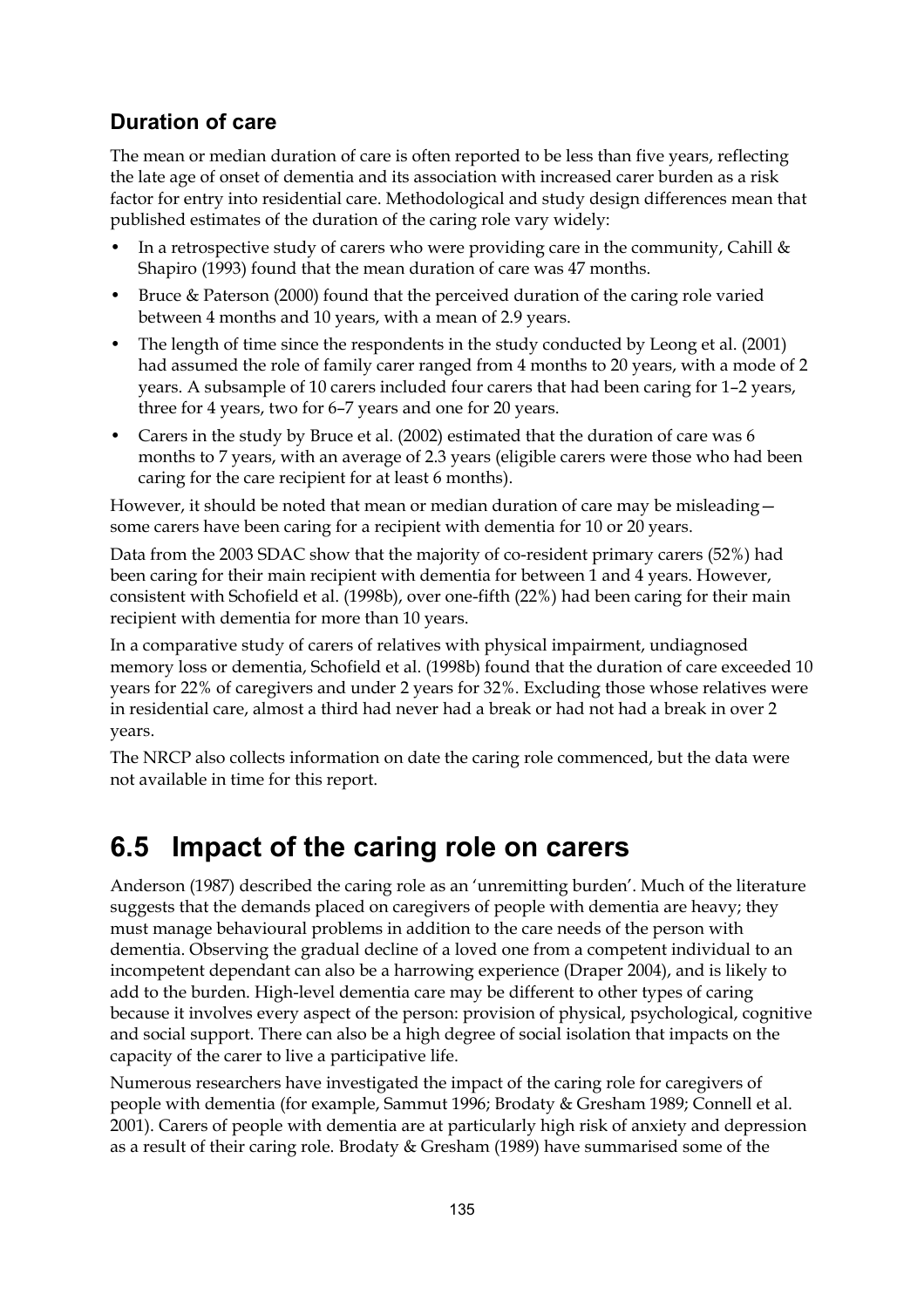### Duration of care

The mean or median duration of care is often reported to be less than five years, reflecting the late age of onset of dementia and its association with increased carer burden as a risk factor for entry into residential care. Methodological and study design differences mean that published estimates of the duration of the caring role vary widely:

- In a retrospective study of carers who were providing care in the community, Cahill & Shapiro (1993) found that the mean duration of care was 47 months.
- Bruce & Paterson (2000) found that the perceived duration of the caring role varied between 4 months and 10 years, with a mean of 2.9 years.
- The length of time since the respondents in the study conducted by Leong et al. (2001) had assumed the role of family carer ranged from 4 months to 20 years, with a mode of 2 years. A subsample of 10 carers included four carers that had been caring for 1–2 years, three for 4 years, two for 6–7 years and one for 20 years.
- Carers in the study by Bruce et al. (2002) estimated that the duration of care was 6 months to 7 years, with an average of 2.3 years (eligible carers were those who had been caring for the care recipient for at least 6 months).

However, it should be noted that mean or median duration of care may be misleading—some carers have been caring for a recipient with dementia for 10 or 20 years.

Data from the 2003 SDAC show that the majority of co-resident primary carers (52%) had been caring for their main recipient with dementia for between 1 and 4 years. However, consistent with Schofield et al. (1998b), over one-fifth (22%) had been caring for their main recipient with dementia for more than 10 years.

In a comparative study of carers of relatives with physical impairment, undiagnosed memory loss or dementia, Schofield et al. (1998b) found that the duration of care exceeded 10 years for 22% of caregivers and under 2 years for 32%. Excluding those whose relatives were in residential care, almost a third had never had a break or had not had a break in over 2 years.

The NRCP also collects information on date the caring role commenced, but the data were not available in time for this report.

## 6.5 Impact of the caring role on carers

Anderson (1987) described the caring role as an 'unremitting burden'. Much of the literature suggests that the demands placed on caregivers of people with dementia are heavy; they must manage behavioural problems in addition to the care needs of the person with dementia. Observing the gradual decline of a loved one from a competent individual to an incompetent dependant can also be a harrowing experience (Draper 2004), and is likely to add to the burden. High-level dementia care may be different to other types of caring because it involves every aspect of the person: provision of physical, psychological, cognitive and social support. There can also be a high degree of social isolation that impacts on the capacity of the carer to live a participative life.

Numerous researchers have investigated the impact of the caring role for caregivers of people with dementia (for example, Sammut 1996; Brodaty & Gresham 1989; Connell et al. 2001). Carers of people with dementia are at particularly high risk of anxiety and depression as a result of their caring role. Brodaty & Gresham (1989) have summarised some of the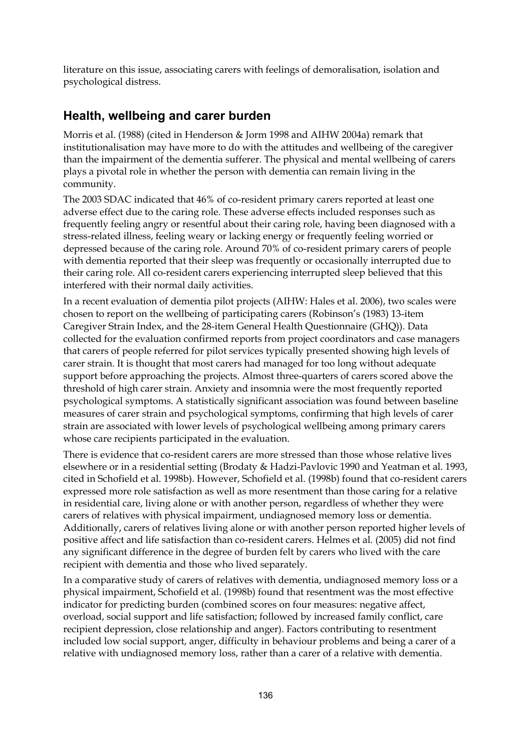literature on this issue, associating carers with feelings of demoralisation, isolation and psychological distress.

## Health, wellbeing and carer burden

Morris et al. (1988) (cited in Henderson & Jorm 1998 and AIHW 2004a) remark that institutionalisation may have more to do with the attitudes and wellbeing of the caregiver than the impairment of the dementia sufferer. The physical and mental wellbeing of carers plays a pivotal role in whether the person with dementia can remain living in the community.

The 2003 SDAC indicated that 46% of co-resident primary carers reported at least one adverse effect due to the caring role. These adverse effects included responses such as frequently feeling angry or resentful about their caring role, having been diagnosed with a stress-related illness, feeling weary or lacking energy or frequently feeling worried or depressed because of the caring role. Around 70% of co-resident primary carers of people with dementia reported that their sleep was frequently or occasionally interrupted due to their caring role. All co-resident carers experiencing interrupted sleep believed that this interfered with their normal daily activities.

In a recent evaluation of dementia pilot projects (AIHW: Hales et al. 2006), two scales were chosen to report on the wellbeing of participating carers (Robinson's (1983) 13-item Caregiver Strain Index, and the 28-item General Health Questionnaire (GHQ)). Data collected for the evaluation confirmed reports from project coordinators and case managers that carers of people referred for pilot services typically presented showing high levels of carer strain. It is thought that most carers had managed for too long without adequate support before approaching the projects. Almost three-quarters of carers scored above the threshold of high carer strain. Anxiety and insomnia were the most frequently reported psychological symptoms. A statistically significant association was found between baseline measures of carer strain and psychological symptoms, confirming that high levels of carer strain are associated with lower levels of psychological wellbeing among primary carers whose care recipients participated in the evaluation.

There is evidence that co-resident carers are more stressed than those whose relative lives elsewhere or in a residential setting (Brodaty & Hadzi-Pavlovic 1990 and Yeatman et al. 1993, cited in Schofield et al. 1998b). However, Schofield et al. (1998b) found that co-resident carers expressed more role satisfaction as well as more resentment than those caring for a relative in residential care, living alone or with another person, regardless of whether they were carers of relatives with physical impairment, undiagnosed memory loss or dementia. Additionally, carers of relatives living alone or with another person reported higher levels of positive affect and life satisfaction than co-resident carers. Helmes et al. (2005) did not find any significant difference in the degree of burden felt by carers who lived with the care recipient with dementia and those who lived separately.

In a comparative study of carers of relatives with dementia, undiagnosed memory loss or a physical impairment, Schofield et al. (1998b) found that resentment was the most effective indicator for predicting burden (combined scores on four measures: negative affect, overload, social support and life satisfaction; followed by increased family conflict, care recipient depression, close relationship and anger). Factors contributing to resentment included low social support, anger, difficulty in behaviour problems and being a carer of a relative with undiagnosed memory loss, rather than a carer of a relative with dementia.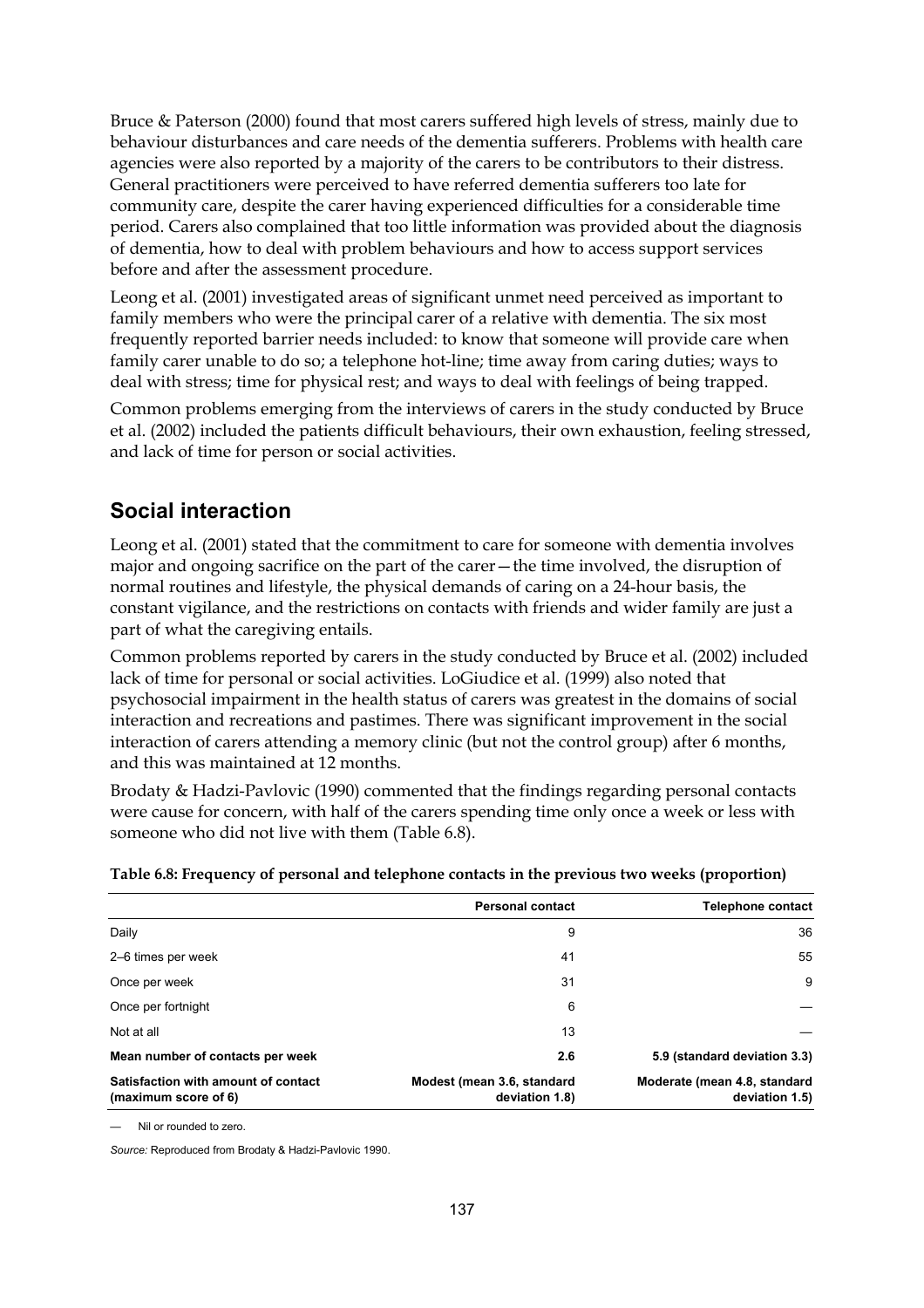Bruce & Paterson (2000) found that most carers suffered high levels of stress, mainly due to behaviour disturbances and care needs of the dementia sufferers. Problems with health care agencies were also reported by a majority of the carers to be contributors to their distress. General practitioners were perceived to have referred dementia sufferers too late for community care, despite the carer having experienced difficulties for a considerable time period. Carers also complained that too little information was provided about the diagnosis of dementia, how to deal with problem behaviours and how to access support services before and after the assessment procedure.

Leong et al. (2001) investigated areas of significant unmet need perceived as important to family members who were the principal carer of a relative with dementia. The six most frequently reported barrier needs included: to know that someone will provide care when family carer unable to do so; a telephone hot-line; time away from caring duties; ways to deal with stress; time for physical rest; and ways to deal with feelings of being trapped.

Common problems emerging from the interviews of carers in the study conducted by Bruce et al. (2002) included the patients difficult behaviours, their own exhaustion, feeling stressed, and lack of time for person or social activities.

## Social interaction

Leong et al. (2001) stated that the commitment to care for someone with dementia involves major and ongoing sacrifice on the part of the carer—the time involved, the disruption of normal routines and lifestyle, the physical demands of caring on a 24-hour basis, the constant vigilance, and the restrictions on contacts with friends and wider family are just a part of what the caregiving entails.

Common problems reported by carers in the study conducted by Bruce et al. (2002) included lack of time for personal or social activities. LoGiudice et al. (1999) also noted that psychosocial impairment in the health status of carers was greatest in the domains of social interaction and recreations and pastimes. There was significant improvement in the social interaction of carers attending a memory clinic (but not the control group) after 6 months, and this was maintained at 12 months.

Brodaty & Hadzi-Pavlovic (1990) commented that the findings regarding personal contacts were cause for concern, with half of the carers spending time only once a week or less with someone who did not live with them (Table 6.8).

**Table 6.8: Frequency of personal and telephone contacts in the previous two weeks (proportion)**

| | Personal contact | Telephone contact |
|---|---|---|
| Daily | 9 | 36 |
| 2–6 times per week | 41 | 55 |
| Once per week | 31 | 9 |
| Once per fortnight | 6 | — |
| Not at all | 13 | — |
| **Mean number of contacts per week** | **2.6** | **5.9 (standard deviation 3.3)** |
| **Satisfaction with amount of contact (maximum score of 6)** | **Modest (mean 3.6, standard deviation 1.8)** | **Moderate (mean 4.8, standard deviation 1.5)** |

— Nil or rounded to zero.

*Source:* Reproduced from Brodaty & Hadzi-Pavlovic 1990.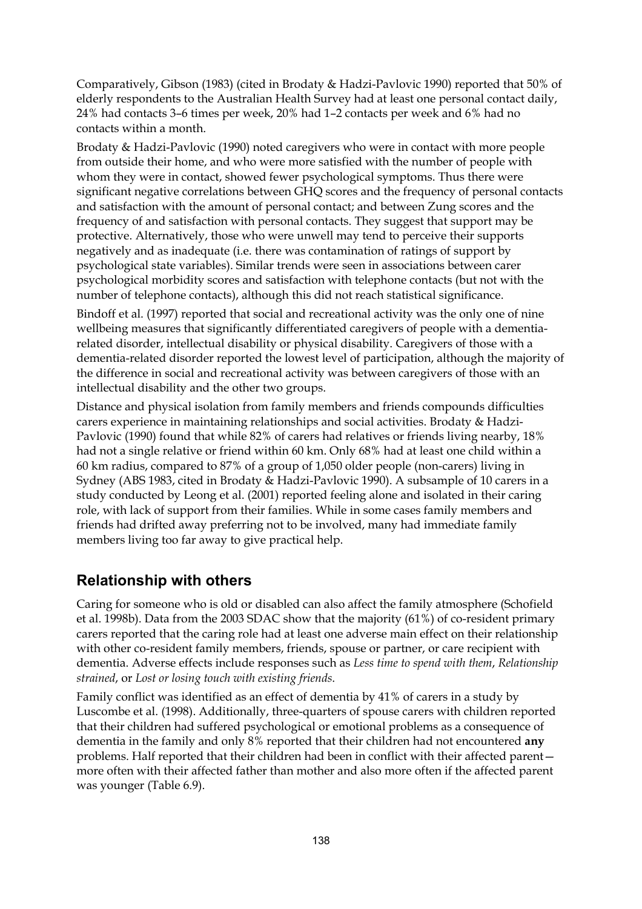Comparatively, Gibson (1983) (cited in Brodaty & Hadzi-Pavlovic 1990) reported that 50% of elderly respondents to the Australian Health Survey had at least one personal contact daily, 24% had contacts 3–6 times per week, 20% had 1–2 contacts per week and 6% had no contacts within a month.

Brodaty & Hadzi-Pavlovic (1990) noted caregivers who were in contact with more people from outside their home, and who were more satisfied with the number of people with whom they were in contact, showed fewer psychological symptoms. Thus there were significant negative correlations between GHQ scores and the frequency of personal contacts and satisfaction with the amount of personal contact; and between Zung scores and the frequency of and satisfaction with personal contacts. They suggest that support may be protective. Alternatively, those who were unwell may tend to perceive their supports negatively and as inadequate (i.e. there was contamination of ratings of support by psychological state variables). Similar trends were seen in associations between carer psychological morbidity scores and satisfaction with telephone contacts (but not with the number of telephone contacts), although this did not reach statistical significance.

Bindoff et al. (1997) reported that social and recreational activity was the only one of nine wellbeing measures that significantly differentiated caregivers of people with a dementia-related disorder, intellectual disability or physical disability. Caregivers of those with a dementia-related disorder reported the lowest level of participation, although the majority of the difference in social and recreational activity was between caregivers of those with an intellectual disability and the other two groups.

Distance and physical isolation from family members and friends compounds difficulties carers experience in maintaining relationships and social activities. Brodaty & Hadzi-Pavlovic (1990) found that while 82% of carers had relatives or friends living nearby, 18% had not a single relative or friend within 60 km. Only 68% had at least one child within a 60 km radius, compared to 87% of a group of 1,050 older people (non-carers) living in Sydney (ABS 1983, cited in Brodaty & Hadzi-Pavlovic 1990). A subsample of 10 carers in a study conducted by Leong et al. (2001) reported feeling alone and isolated in their caring role, with lack of support from their families. While in some cases family members and friends had drifted away preferring not to be involved, many had immediate family members living too far away to give practical help.

## Relationship with others

Caring for someone who is old or disabled can also affect the family atmosphere (Schofield et al. 1998b). Data from the 2003 SDAC show that the majority (61%) of co-resident primary carers reported that the caring role had at least one adverse main effect on their relationship with other co-resident family members, friends, spouse or partner, or care recipient with dementia. Adverse effects include responses such as *Less time to spend with them*, *Relationship strained*, or *Lost or losing touch with existing friends*.

Family conflict was identified as an effect of dementia by 41% of carers in a study by Luscombe et al. (1998). Additionally, three-quarters of spouse carers with children reported that their children had suffered psychological or emotional problems as a consequence of dementia in the family and only 8% reported that their children had not encountered **any** problems. Half reported that their children had been in conflict with their affected parent—more often with their affected father than mother and also more often if the affected parent was younger (Table 6.9).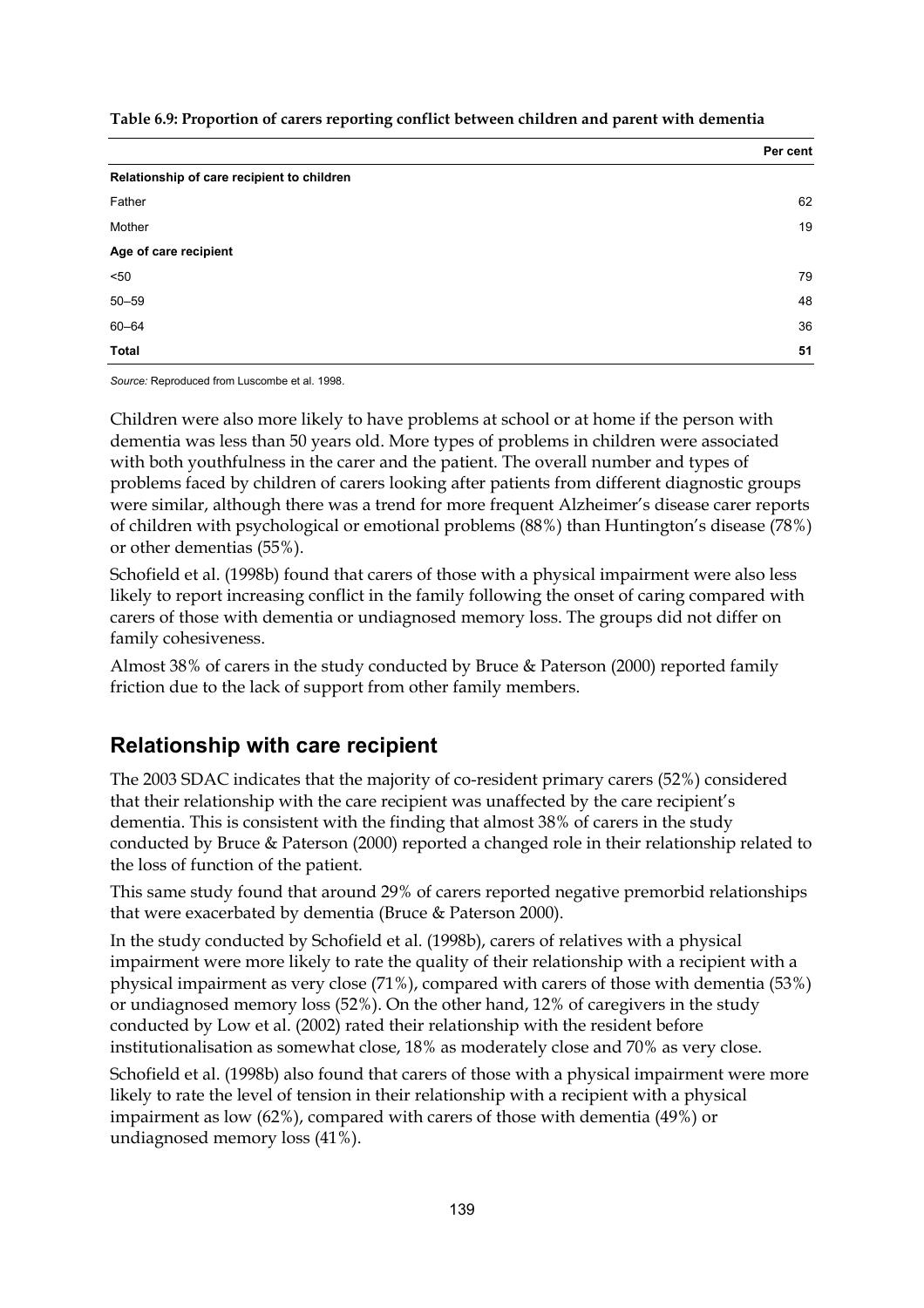**Table 6.9: Proportion of carers reporting conflict between children and parent with dementia**

| | Per cent |
|---|---|
| **Relationship of care recipient to children** | |
| Father | 62 |
| Mother | 19 |
| **Age of care recipient** | |
| <50 | 79 |
| 50–59 | 48 |
| 60–64 | 36 |
| **Total** | **51** |

*Source:* Reproduced from Luscombe et al. 1998.

Children were also more likely to have problems at school or at home if the person with dementia was less than 50 years old. More types of problems in children were associated with both youthfulness in the carer and the patient. The overall number and types of problems faced by children of carers looking after patients from different diagnostic groups were similar, although there was a trend for more frequent Alzheimer's disease carer reports of children with psychological or emotional problems (88%) than Huntington's disease (78%) or other dementias (55%).

Schofield et al. (1998b) found that carers of those with a physical impairment were also less likely to report increasing conflict in the family following the onset of caring compared with carers of those with dementia or undiagnosed memory loss. The groups did not differ on family cohesiveness.

Almost 38% of carers in the study conducted by Bruce & Paterson (2000) reported family friction due to the lack of support from other family members.

## Relationship with care recipient

The 2003 SDAC indicates that the majority of co-resident primary carers (52%) considered that their relationship with the care recipient was unaffected by the care recipient's dementia. This is consistent with the finding that almost 38% of carers in the study conducted by Bruce & Paterson (2000) reported a changed role in their relationship related to the loss of function of the patient.

This same study found that around 29% of carers reported negative premorbid relationships that were exacerbated by dementia (Bruce & Paterson 2000).

In the study conducted by Schofield et al. (1998b), carers of relatives with a physical impairment were more likely to rate the quality of their relationship with a recipient with a physical impairment as very close (71%), compared with carers of those with dementia (53%) or undiagnosed memory loss (52%). On the other hand, 12% of caregivers in the study conducted by Low et al. (2002) rated their relationship with the resident before institutionalisation as somewhat close, 18% as moderately close and 70% as very close.

Schofield et al. (1998b) also found that carers of those with a physical impairment were more likely to rate the level of tension in their relationship with a recipient with a physical impairment as low (62%), compared with carers of those with dementia (49%) or undiagnosed memory loss (41%).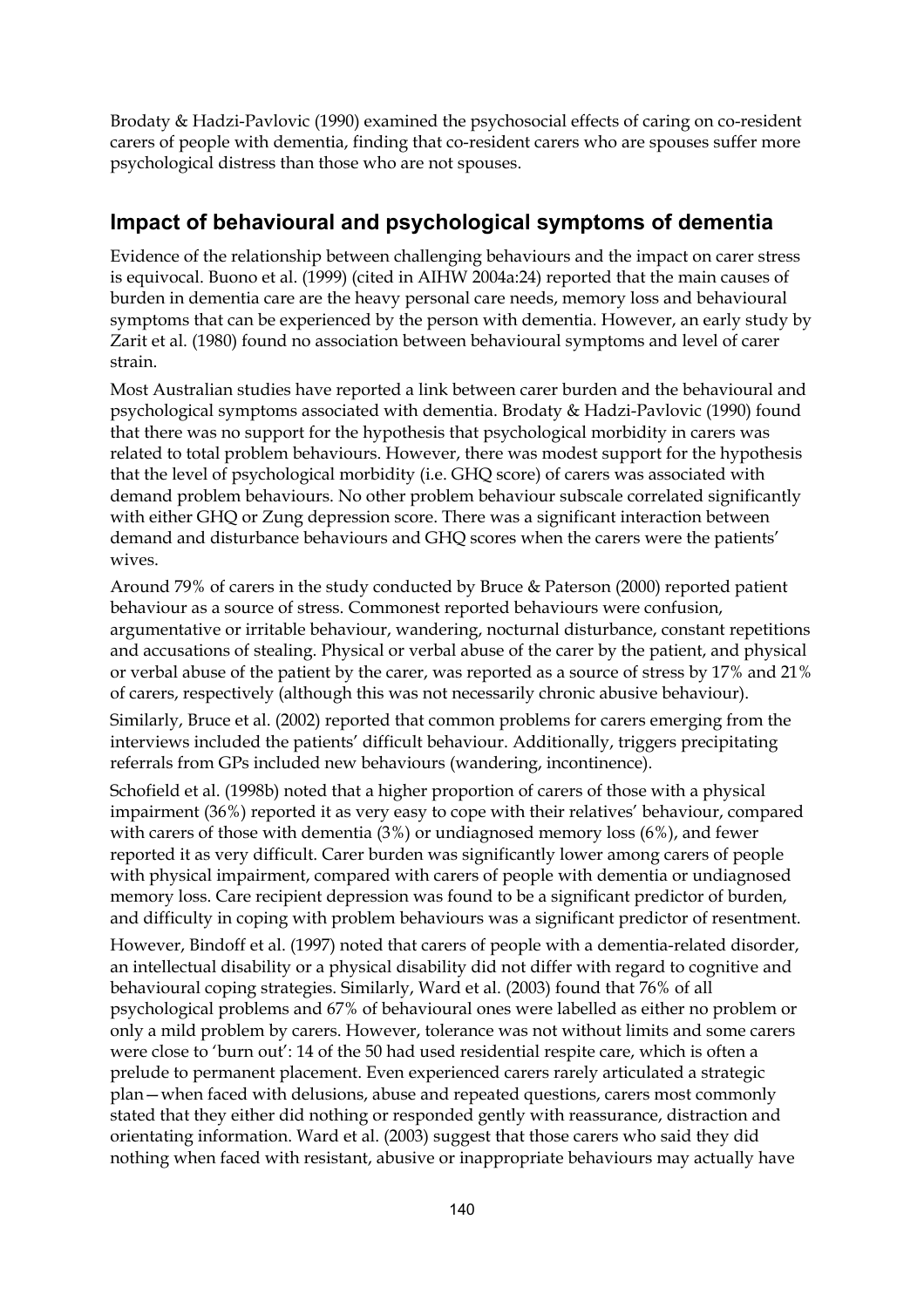Brodaty & Hadzi-Pavlovic (1990) examined the psychosocial effects of caring on co-resident carers of people with dementia, finding that co-resident carers who are spouses suffer more psychological distress than those who are not spouses.

## Impact of behavioural and psychological symptoms of dementia

Evidence of the relationship between challenging behaviours and the impact on carer stress is equivocal. Buono et al. (1999) (cited in AIHW 2004a:24) reported that the main causes of burden in dementia care are the heavy personal care needs, memory loss and behavioural symptoms that can be experienced by the person with dementia. However, an early study by Zarit et al. (1980) found no association between behavioural symptoms and level of carer strain.

Most Australian studies have reported a link between carer burden and the behavioural and psychological symptoms associated with dementia. Brodaty & Hadzi-Pavlovic (1990) found that there was no support for the hypothesis that psychological morbidity in carers was related to total problem behaviours. However, there was modest support for the hypothesis that the level of psychological morbidity (i.e. GHQ score) of carers was associated with demand problem behaviours. No other problem behaviour subscale correlated significantly with either GHQ or Zung depression score. There was a significant interaction between demand and disturbance behaviours and GHQ scores when the carers were the patients' wives.

Around 79% of carers in the study conducted by Bruce & Paterson (2000) reported patient behaviour as a source of stress. Commonest reported behaviours were confusion, argumentative or irritable behaviour, wandering, nocturnal disturbance, constant repetitions and accusations of stealing. Physical or verbal abuse of the carer by the patient, and physical or verbal abuse of the patient by the carer, was reported as a source of stress by 17% and 21% of carers, respectively (although this was not necessarily chronic abusive behaviour).

Similarly, Bruce et al. (2002) reported that common problems for carers emerging from the interviews included the patients' difficult behaviour. Additionally, triggers precipitating referrals from GPs included new behaviours (wandering, incontinence).

Schofield et al. (1998b) noted that a higher proportion of carers of those with a physical impairment (36%) reported it as very easy to cope with their relatives' behaviour, compared with carers of those with dementia (3%) or undiagnosed memory loss (6%), and fewer reported it as very difficult. Carer burden was significantly lower among carers of people with physical impairment, compared with carers of people with dementia or undiagnosed memory loss. Care recipient depression was found to be a significant predictor of burden, and difficulty in coping with problem behaviours was a significant predictor of resentment.

However, Bindoff et al. (1997) noted that carers of people with a dementia-related disorder, an intellectual disability or a physical disability did not differ with regard to cognitive and behavioural coping strategies. Similarly, Ward et al. (2003) found that 76% of all psychological problems and 67% of behavioural ones were labelled as either no problem or only a mild problem by carers. However, tolerance was not without limits and some carers were close to 'burn out': 14 of the 50 had used residential respite care, which is often a prelude to permanent placement. Even experienced carers rarely articulated a strategic plan—when faced with delusions, abuse and repeated questions, carers most commonly stated that they either did nothing or responded gently with reassurance, distraction and orientating information. Ward et al. (2003) suggest that those carers who said they did nothing when faced with resistant, abusive or inappropriate behaviours may actually have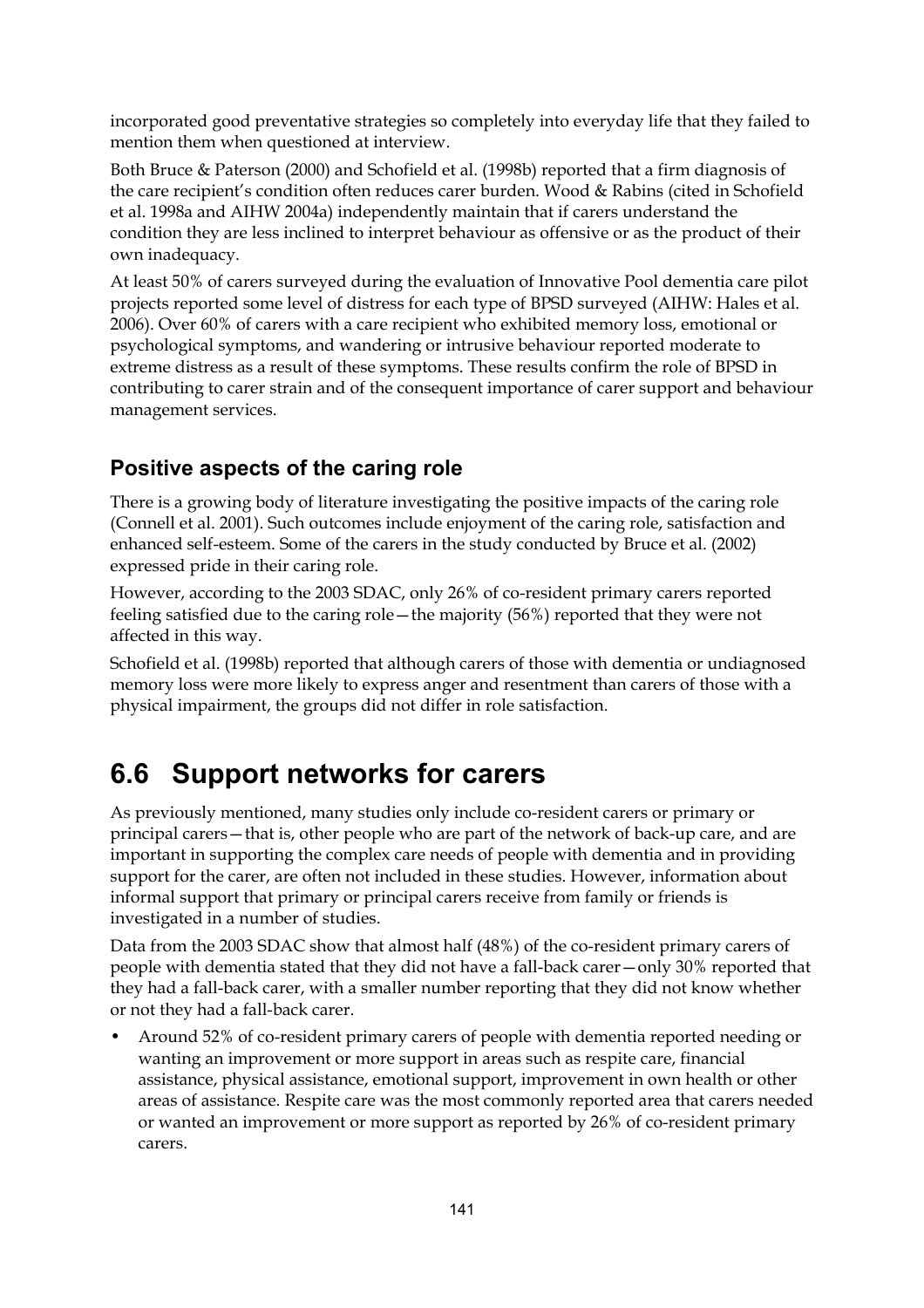incorporated good preventative strategies so completely into everyday life that they failed to mention them when questioned at interview.

Both Bruce & Paterson (2000) and Schofield et al. (1998b) reported that a firm diagnosis of the care recipient's condition often reduces carer burden. Wood & Rabins (cited in Schofield et al. 1998a and AIHW 2004a) independently maintain that if carers understand the condition they are less inclined to interpret behaviour as offensive or as the product of their own inadequacy.

At least 50% of carers surveyed during the evaluation of Innovative Pool dementia care pilot projects reported some level of distress for each type of BPSD surveyed (AIHW: Hales et al. 2006). Over 60% of carers with a care recipient who exhibited memory loss, emotional or psychological symptoms, and wandering or intrusive behaviour reported moderate to extreme distress as a result of these symptoms. These results confirm the role of BPSD in contributing to carer strain and of the consequent importance of carer support and behaviour management services.

### Positive aspects of the caring role

There is a growing body of literature investigating the positive impacts of the caring role (Connell et al. 2001). Such outcomes include enjoyment of the caring role, satisfaction and enhanced self-esteem. Some of the carers in the study conducted by Bruce et al. (2002) expressed pride in their caring role.

However, according to the 2003 SDAC, only 26% of co-resident primary carers reported feeling satisfied due to the caring role—the majority (56%) reported that they were not affected in this way.

Schofield et al. (1998b) reported that although carers of those with dementia or undiagnosed memory loss were more likely to express anger and resentment than carers of those with a physical impairment, the groups did not differ in role satisfaction.

## 6.6 Support networks for carers

As previously mentioned, many studies only include co-resident carers or primary or principal carers—that is, other people who are part of the network of back-up care, and are important in supporting the complex care needs of people with dementia and in providing support for the carer, are often not included in these studies. However, information about informal support that primary or principal carers receive from family or friends is investigated in a number of studies.

Data from the 2003 SDAC show that almost half (48%) of the co-resident primary carers of people with dementia stated that they did not have a fall-back carer—only 30% reported that they had a fall-back carer, with a smaller number reporting that they did not know whether or not they had a fall-back carer.

- Around 52% of co-resident primary carers of people with dementia reported needing or wanting an improvement or more support in areas such as respite care, financial assistance, physical assistance, emotional support, improvement in own health or other areas of assistance. Respite care was the most commonly reported area that carers needed or wanted an improvement or more support as reported by 26% of co-resident primary carers.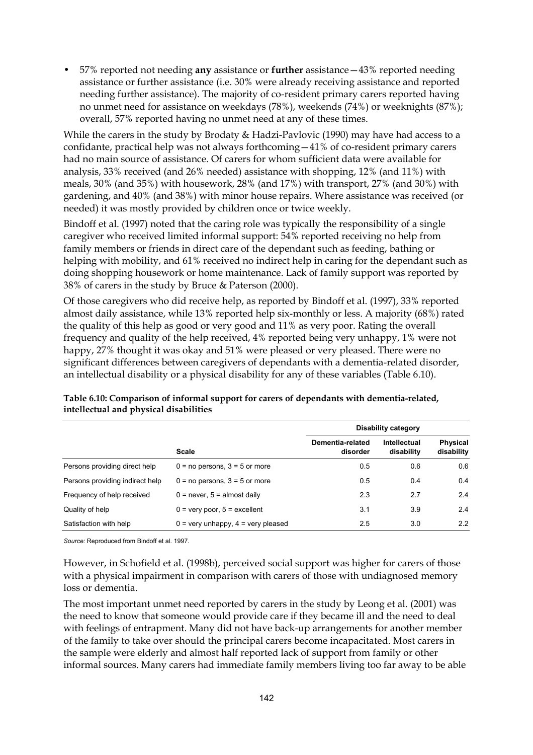- 57% reported not needing **any** assistance or **further** assistance—43% reported needing assistance or further assistance (i.e. 30% were already receiving assistance and reported needing further assistance). The majority of co-resident primary carers reported having no unmet need for assistance on weekdays (78%), weekends (74%) or weeknights (87%); overall, 57% reported having no unmet need at any of these times.

While the carers in the study by Brodaty & Hadzi-Pavlovic (1990) may have had access to a confidante, practical help was not always forthcoming—41% of co-resident primary carers had no main source of assistance. Of carers for whom sufficient data were available for analysis, 33% received (and 26% needed) assistance with shopping, 12% (and 11%) with meals, 30% (and 35%) with housework, 28% (and 17%) with transport, 27% (and 30%) with gardening, and 40% (and 38%) with minor house repairs. Where assistance was received (or needed) it was mostly provided by children once or twice weekly.

Bindoff et al. (1997) noted that the caring role was typically the responsibility of a single caregiver who received limited informal support: 54% reported receiving no help from family members or friends in direct care of the dependant such as feeding, bathing or helping with mobility, and 61% received no indirect help in caring for the dependant such as doing shopping housework or home maintenance. Lack of family support was reported by 38% of carers in the study by Bruce & Paterson (2000).

Of those caregivers who did receive help, as reported by Bindoff et al. (1997), 33% reported almost daily assistance, while 13% reported help six-monthly or less. A majority (68%) rated the quality of this help as good or very good and 11% as very poor. Rating the overall frequency and quality of the help received, 4% reported being very unhappy, 1% were not happy, 27% thought it was okay and 51% were pleased or very pleased. There were no significant differences between caregivers of dependants with a dementia-related disorder, an intellectual disability or a physical disability for any of these variables (Table 6.10).

**Table 6.10: Comparison of informal support for carers of dependants with dementia-related, intellectual and physical disabilities**

| | | Disability category | | |
|---|---|---|---|---|
| | **Scale** | **Dementia-related disorder** | **Intellectual disability** | **Physical disability** |
| Persons providing direct help | 0 = no persons, 3 = 5 or more | 0.5 | 0.6 | 0.6 |
| Persons providing indirect help | 0 = no persons, 3 = 5 or more | 0.5 | 0.4 | 0.4 |
| Frequency of help received | 0 = never, 5 = almost daily | 2.3 | 2.7 | 2.4 |
| Quality of help | 0 = very poor, 5 = excellent | 3.1 | 3.9 | 2.4 |
| Satisfaction with help | 0 = very unhappy, 4 = very pleased | 2.5 | 3.0 | 2.2 |

*Source:* Reproduced from Bindoff et al. 1997.

However, in Schofield et al. (1998b), perceived social support was higher for carers of those with a physical impairment in comparison with carers of those with undiagnosed memory loss or dementia.

The most important unmet need reported by carers in the study by Leong et al. (2001) was the need to know that someone would provide care if they became ill and the need to deal with feelings of entrapment. Many did not have back-up arrangements for another member of the family to take over should the principal carers become incapacitated. Most carers in the sample were elderly and almost half reported lack of support from family or other informal sources. Many carers had immediate family members living too far away to be able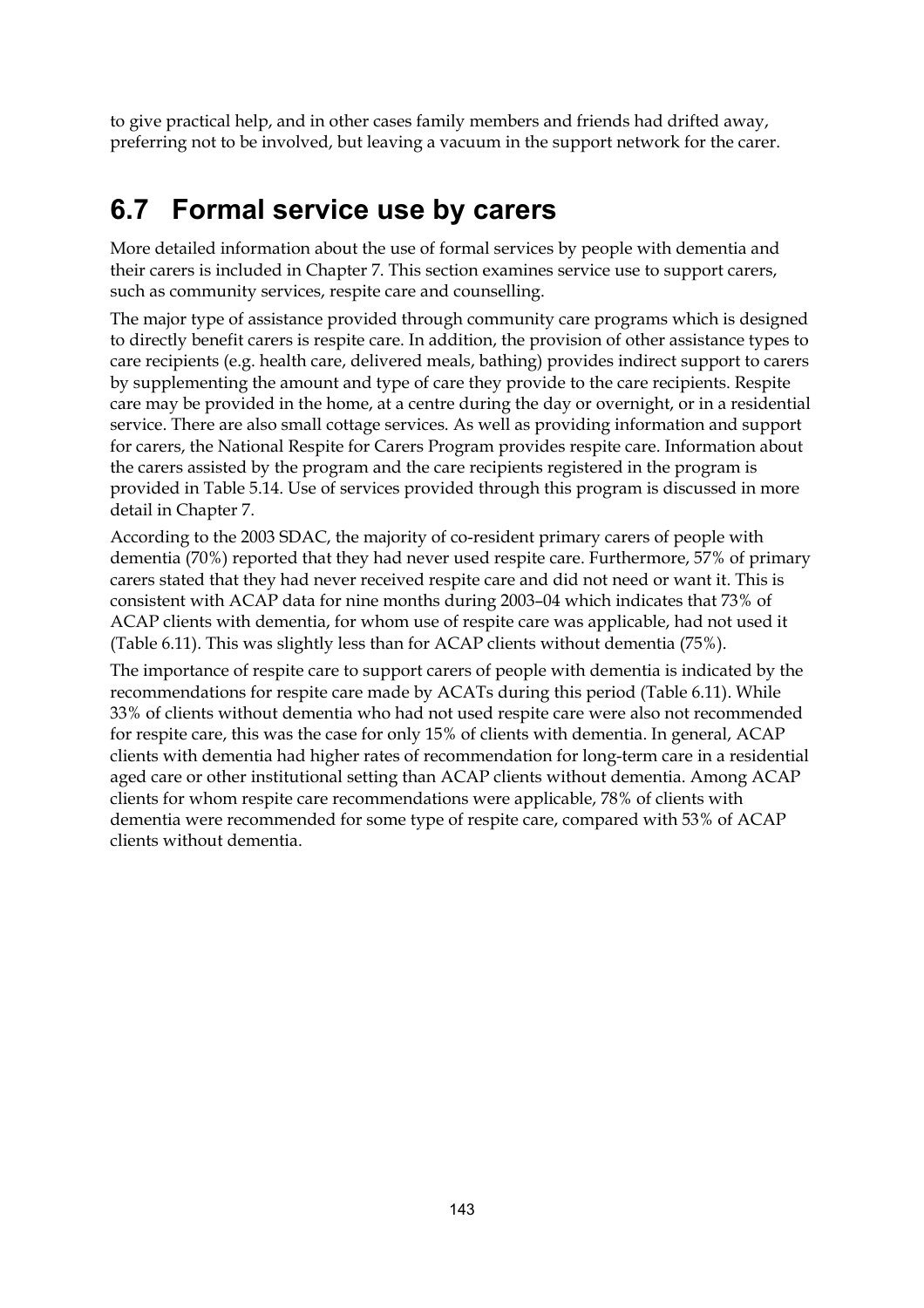to give practical help, and in other cases family members and friends had drifted away, preferring not to be involved, but leaving a vacuum in the support network for the carer.

## 6.7 Formal service use by carers

More detailed information about the use of formal services by people with dementia and their carers is included in Chapter 7. This section examines service use to support carers, such as community services, respite care and counselling.

The major type of assistance provided through community care programs which is designed to directly benefit carers is respite care. In addition, the provision of other assistance types to care recipients (e.g. health care, delivered meals, bathing) provides indirect support to carers by supplementing the amount and type of care they provide to the care recipients. Respite care may be provided in the home, at a centre during the day or overnight, or in a residential service. There are also small cottage services. As well as providing information and support for carers, the National Respite for Carers Program provides respite care. Information about the carers assisted by the program and the care recipients registered in the program is provided in Table 5.14. Use of services provided through this program is discussed in more detail in Chapter 7.

According to the 2003 SDAC, the majority of co-resident primary carers of people with dementia (70%) reported that they had never used respite care. Furthermore, 57% of primary carers stated that they had never received respite care and did not need or want it. This is consistent with ACAP data for nine months during 2003–04 which indicates that 73% of ACAP clients with dementia, for whom use of respite care was applicable, had not used it (Table 6.11). This was slightly less than for ACAP clients without dementia (75%).

The importance of respite care to support carers of people with dementia is indicated by the recommendations for respite care made by ACATs during this period (Table 6.11). While 33% of clients without dementia who had not used respite care were also not recommended for respite care, this was the case for only 15% of clients with dementia. In general, ACAP clients with dementia had higher rates of recommendation for long-term care in a residential aged care or other institutional setting than ACAP clients without dementia. Among ACAP clients for whom respite care recommendations were applicable, 78% of clients with dementia were recommended for some type of respite care, compared with 53% of ACAP clients without dementia.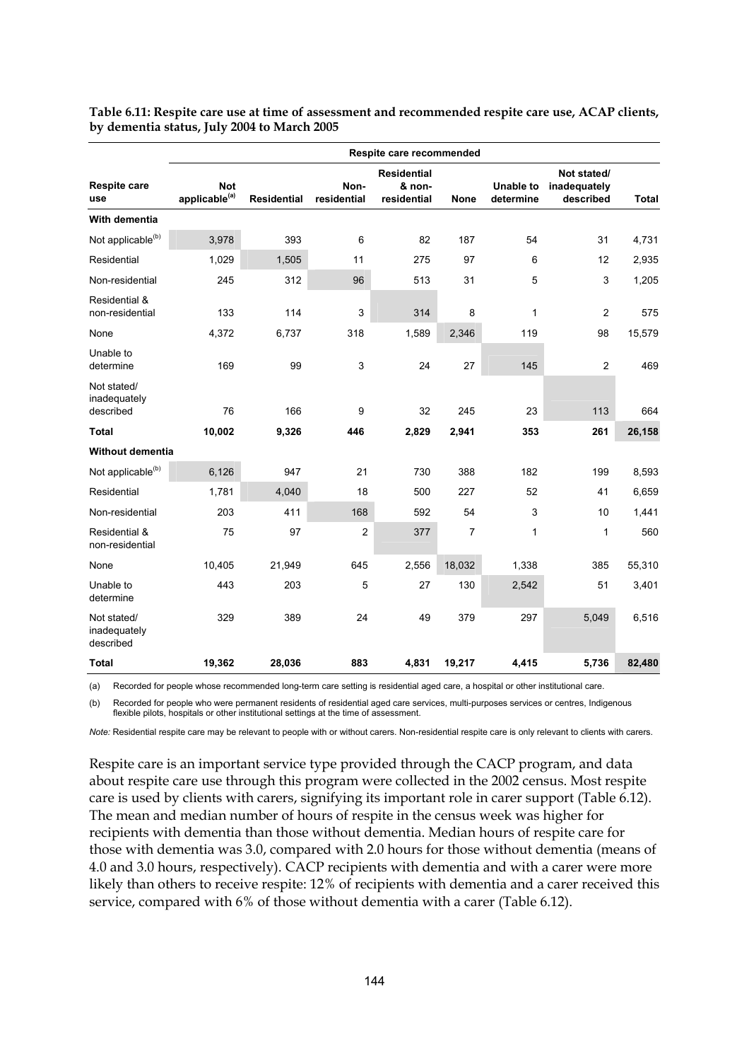**Table 6.11: Respite care use at time of assessment and recommended respite care use, ACAP clients, by dementia status, July 2004 to March 2005**

| | Respite care recommended | | | | | | | |
|---|---|---|---|---|---|---|---|---|
| **Respite care use** | **Not applicable[(a)]** | **Residential** | **Non-residential** | **Residential & non-residential** | **None** | **Unable to determine** | **Not stated/ inadequately described** | **Total** |
| **With dementia** | | | | | | | | |
| Not applicable[(b)] | 3,978 | 393 | 6 | 82 | 187 | 54 | 31 | 4,731 |
| Residential | 1,029 | 1,505 | 11 | 275 | 97 | 6 | 12 | 2,935 |
| Non-residential | 245 | 312 | 96 | 513 | 31 | 5 | 3 | 1,205 |
| Residential & non-residential | 133 | 114 | 3 | 314 | 8 | 1 | 2 | 575 |
| None | 4,372 | 6,737 | 318 | 1,589 | 2,346 | 119 | 98 | 15,579 |
| Unable to determine | 169 | 99 | 3 | 24 | 27 | 145 | 2 | 469 |
| Not stated/ inadequately described | 76 | 166 | 9 | 32 | 245 | 23 | 113 | 664 |
| **Total** | **10,002** | **9,326** | **446** | **2,829** | **2,941** | **353** | **261** | **26,158** |
| **Without dementia** | | | | | | | | |
| Not applicable[(b)] | 6,126 | 947 | 21 | 730 | 388 | 182 | 199 | 8,593 |
| Residential | 1,781 | 4,040 | 18 | 500 | 227 | 52 | 41 | 6,659 |
| Non-residential | 203 | 411 | 168 | 592 | 54 | 3 | 10 | 1,441 |
| Residential & non-residential | 75 | 97 | 2 | 377 | 7 | 1 | 1 | 560 |
| None | 10,405 | 21,949 | 645 | 2,556 | 18,032 | 1,338 | 385 | 55,310 |
| Unable to determine | 443 | 203 | 5 | 27 | 130 | 2,542 | 51 | 3,401 |
| Not stated/ inadequately described | 329 | 389 | 24 | 49 | 379 | 297 | 5,049 | 6,516 |
| **Total** | **19,362** | **28,036** | **883** | **4,831** | **19,217** | **4,415** | **5,736** | **82,480** |

(a) Recorded for people whose recommended long-term care setting is residential aged care, a hospital or other institutional care.

(b) Recorded for people who were permanent residents of residential aged care services, multi-purposes services or centres, Indigenous flexible pilots, hospitals or other institutional settings at the time of assessment.

*Note:* Residential respite care may be relevant to people with or without carers. Non-residential respite care is only relevant to clients with carers.

Respite care is an important service type provided through the CACP program, and data about respite care use through this program were collected in the 2002 census. Most respite care is used by clients with carers, signifying its important role in carer support (Table 6.12). The mean and median number of hours of respite in the census week was higher for recipients with dementia than those without dementia. Median hours of respite care for those with dementia was 3.0, compared with 2.0 hours for those without dementia (means of 4.0 and 3.0 hours, respectively). CACP recipients with dementia and with a carer were more likely than others to receive respite: 12% of recipients with dementia and a carer received this service, compared with 6% of those without dementia with a carer (Table 6.12).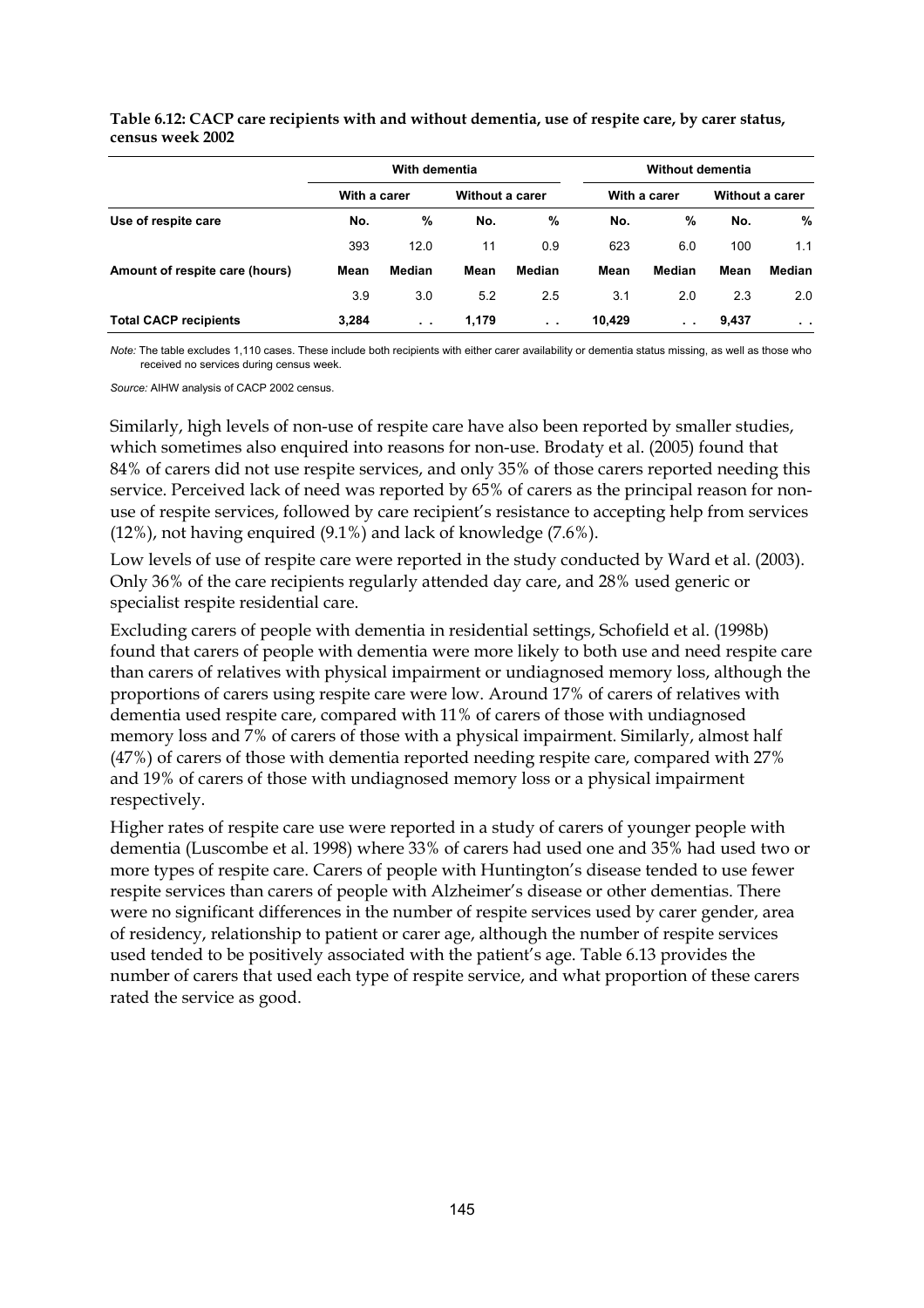**Table 6.12: CACP care recipients with and without dementia, use of respite care, by carer status, census week 2002**

| | With dementia | | | | Without dementia | | | |
|---|---|---|---|---|---|---|---|---|
| | With a carer | | Without a carer | | With a carer | | Without a carer | |
| **Use of respite care** | **No.** | **%** | **No.** | **%** | **No.** | **%** | **No.** | **%** |
| | 393 | 12.0 | 11 | 0.9 | 623 | 6.0 | 100 | 1.1 |
| **Amount of respite care (hours)** | **Mean** | **Median** | **Mean** | **Median** | **Mean** | **Median** | **Mean** | **Median** |
| | 3.9 | 3.0 | 5.2 | 2.5 | 3.1 | 2.0 | 2.3 | 2.0 |
| **Total CACP recipients** | **3,284** | . . | **1,179** | . . | **10,429** | . . | **9,437** | . . |

*Note:* The table excludes 1,110 cases. These include both recipients with either carer availability or dementia status missing, as well as those who received no services during census week.

*Source:* AIHW analysis of CACP 2002 census.

Similarly, high levels of non-use of respite care have also been reported by smaller studies, which sometimes also enquired into reasons for non-use. Brodaty et al. (2005) found that 84% of carers did not use respite services, and only 35% of those carers reported needing this service. Perceived lack of need was reported by 65% of carers as the principal reason for non-use of respite services, followed by care recipient's resistance to accepting help from services (12%), not having enquired (9.1%) and lack of knowledge (7.6%).

Low levels of use of respite care were reported in the study conducted by Ward et al. (2003). Only 36% of the care recipients regularly attended day care, and 28% used generic or specialist respite residential care.

Excluding carers of people with dementia in residential settings, Schofield et al. (1998b) found that carers of people with dementia were more likely to both use and need respite care than carers of relatives with physical impairment or undiagnosed memory loss, although the proportions of carers using respite care were low. Around 17% of carers of relatives with dementia used respite care, compared with 11% of carers of those with undiagnosed memory loss and 7% of carers of those with a physical impairment. Similarly, almost half (47%) of carers of those with dementia reported needing respite care, compared with 27% and 19% of carers of those with undiagnosed memory loss or a physical impairment respectively.

Higher rates of respite care use were reported in a study of carers of younger people with dementia (Luscombe et al. 1998) where 33% of carers had used one and 35% had used two or more types of respite care. Carers of people with Huntington's disease tended to use fewer respite services than carers of people with Alzheimer's disease or other dementias. There were no significant differences in the number of respite services used by carer gender, area of residency, relationship to patient or carer age, although the number of respite services used tended to be positively associated with the patient's age. Table 6.13 provides the number of carers that used each type of respite service, and what proportion of these carers rated the service as good.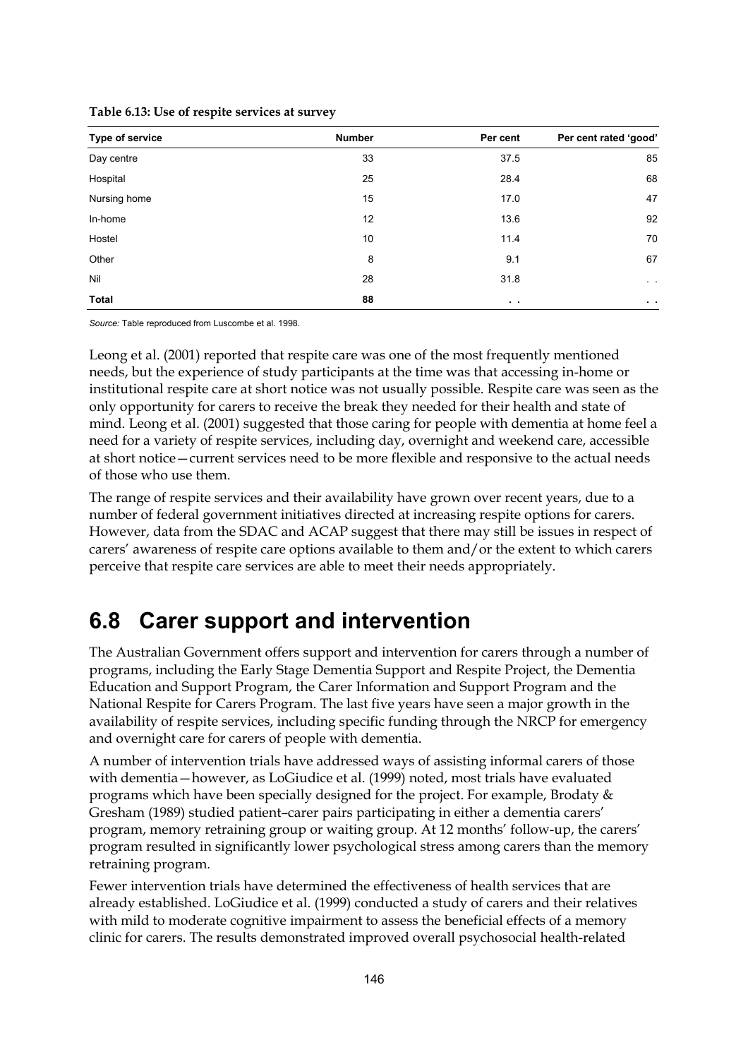**Table 6.13: Use of respite services at survey**

| Type of service | Number | Per cent | Per cent rated 'good' |
|---|---|---|---|
| Day centre | 33 | 37.5 | 85 |
| Hospital | 25 | 28.4 | 68 |
| Nursing home | 15 | 17.0 | 47 |
| In-home | 12 | 13.6 | 92 |
| Hostel | 10 | 11.4 | 70 |
| Other | 8 | 9.1 | 67 |
| Nil | 28 | 31.8 | . . |
| **Total** | **88** | . . | . . |

*Source:* Table reproduced from Luscombe et al. 1998.

Leong et al. (2001) reported that respite care was one of the most frequently mentioned needs, but the experience of study participants at the time was that accessing in-home or institutional respite care at short notice was not usually possible. Respite care was seen as the only opportunity for carers to receive the break they needed for their health and state of mind. Leong et al. (2001) suggested that those caring for people with dementia at home feel a need for a variety of respite services, including day, overnight and weekend care, accessible at short notice—current services need to be more flexible and responsive to the actual needs of those who use them.

The range of respite services and their availability have grown over recent years, due to a number of federal government initiatives directed at increasing respite options for carers. However, data from the SDAC and ACAP suggest that there may still be issues in respect of carers' awareness of respite care options available to them and/or the extent to which carers perceive that respite care services are able to meet their needs appropriately.

## 6.8 Carer support and intervention

The Australian Government offers support and intervention for carers through a number of programs, including the Early Stage Dementia Support and Respite Project, the Dementia Education and Support Program, the Carer Information and Support Program and the National Respite for Carers Program. The last five years have seen a major growth in the availability of respite services, including specific funding through the NRCP for emergency and overnight care for carers of people with dementia.

A number of intervention trials have addressed ways of assisting informal carers of those with dementia—however, as LoGiudice et al. (1999) noted, most trials have evaluated programs which have been specially designed for the project. For example, Brodaty & Gresham (1989) studied patient–carer pairs participating in either a dementia carers' program, memory retraining group or waiting group. At 12 months' follow-up, the carers' program resulted in significantly lower psychological stress among carers than the memory retraining program.

Fewer intervention trials have determined the effectiveness of health services that are already established. LoGiudice et al. (1999) conducted a study of carers and their relatives with mild to moderate cognitive impairment to assess the beneficial effects of a memory clinic for carers. The results demonstrated improved overall psychosocial health-related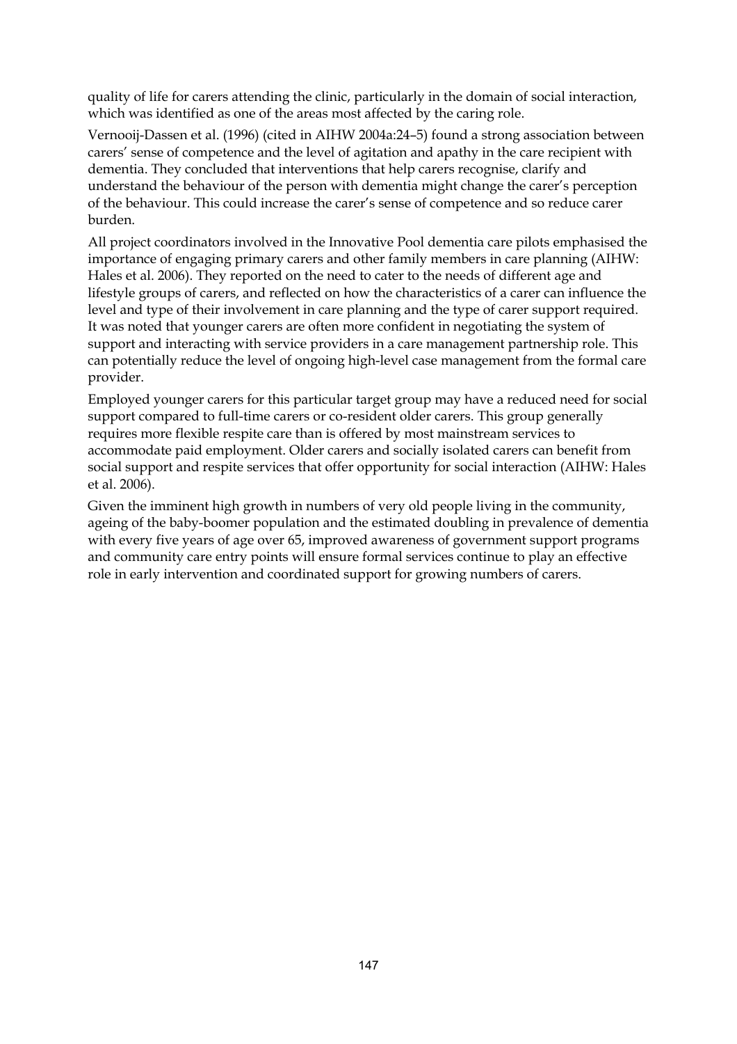quality of life for carers attending the clinic, particularly in the domain of social interaction, which was identified as one of the areas most affected by the caring role.

Vernooij-Dassen et al. (1996) (cited in AIHW 2004a:24–5) found a strong association between carers' sense of competence and the level of agitation and apathy in the care recipient with dementia. They concluded that interventions that help carers recognise, clarify and understand the behaviour of the person with dementia might change the carer's perception of the behaviour. This could increase the carer's sense of competence and so reduce carer burden.

All project coordinators involved in the Innovative Pool dementia care pilots emphasised the importance of engaging primary carers and other family members in care planning (AIHW: Hales et al. 2006). They reported on the need to cater to the needs of different age and lifestyle groups of carers, and reflected on how the characteristics of a carer can influence the level and type of their involvement in care planning and the type of carer support required. It was noted that younger carers are often more confident in negotiating the system of support and interacting with service providers in a care management partnership role. This can potentially reduce the level of ongoing high-level case management from the formal care provider.

Employed younger carers for this particular target group may have a reduced need for social support compared to full-time carers or co-resident older carers. This group generally requires more flexible respite care than is offered by most mainstream services to accommodate paid employment. Older carers and socially isolated carers can benefit from social support and respite services that offer opportunity for social interaction (AIHW: Hales et al. 2006).

Given the imminent high growth in numbers of very old people living in the community, ageing of the baby-boomer population and the estimated doubling in prevalence of dementia with every five years of age over 65, improved awareness of government support programs and community care entry points will ensure formal services continue to play an effective role in early intervention and coordinated support for growing numbers of carers.